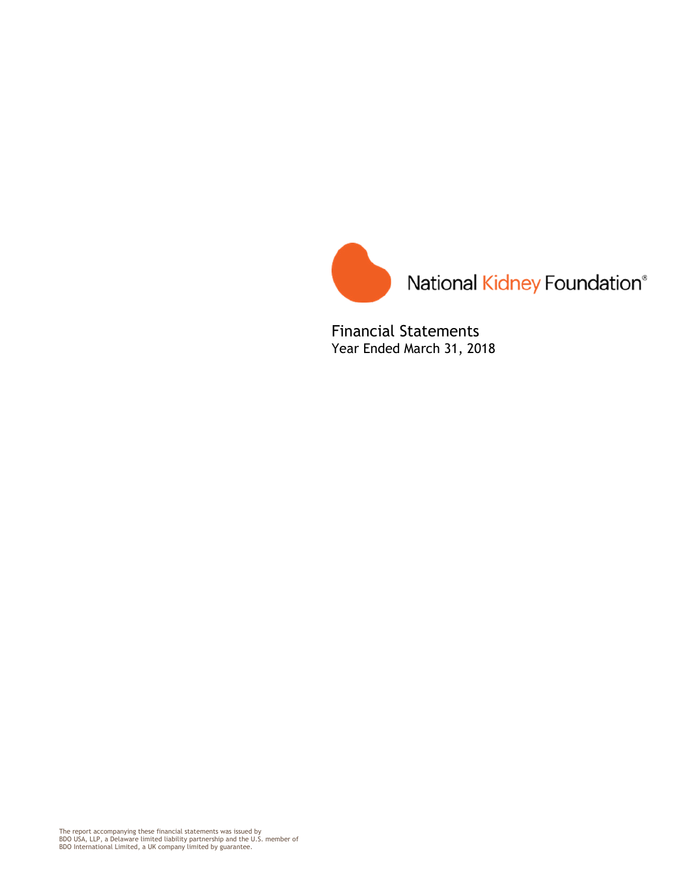National Kidney Foundation®

# Financial Statements

Year Ended March 31, 2018

The report accompanying these financial statements was issued by BDO USA, LLP, a Delaware limited liability partnership and the U.S. member of BDO International Limited, a UK company limited by guarantee.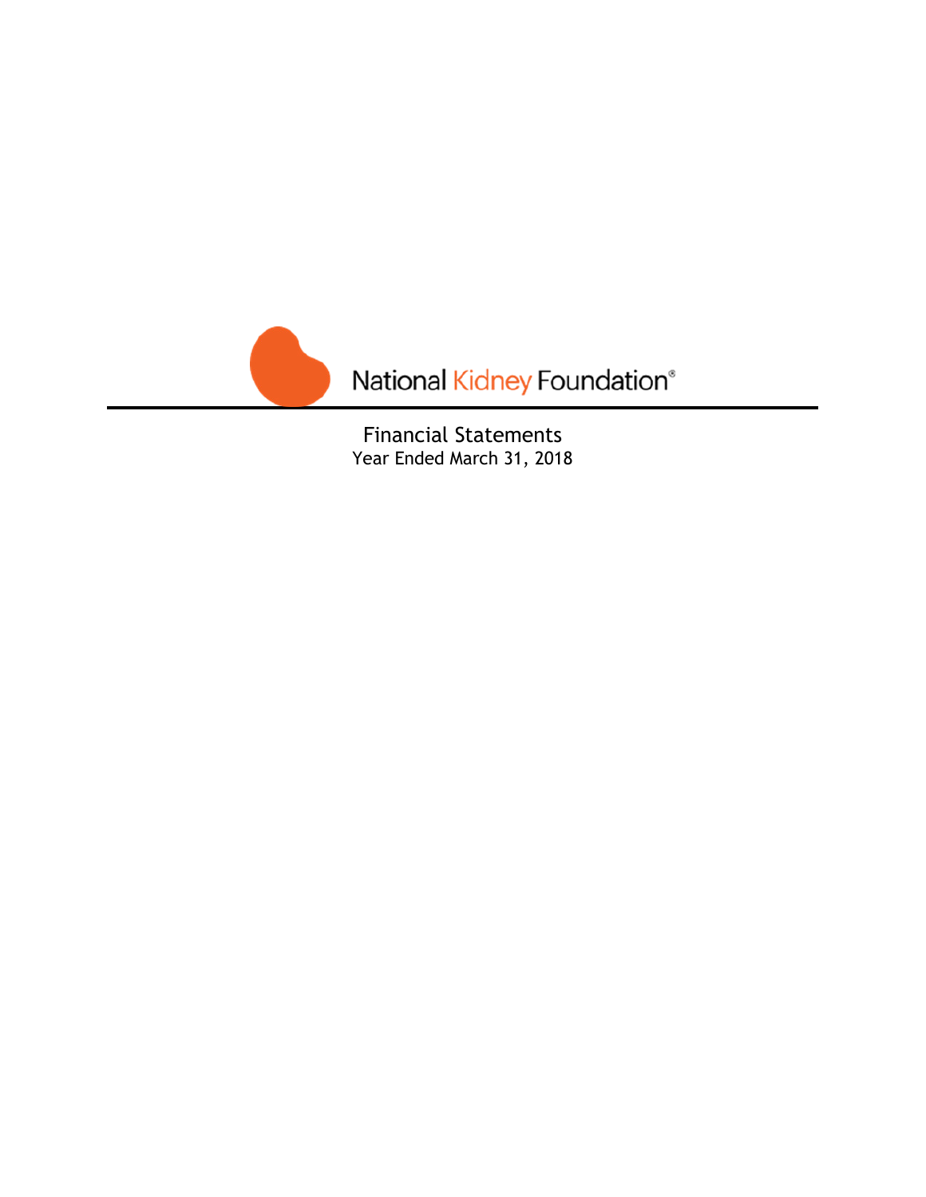National Kidney Foundation®

Financial Statements
Year Ended March 31, 2018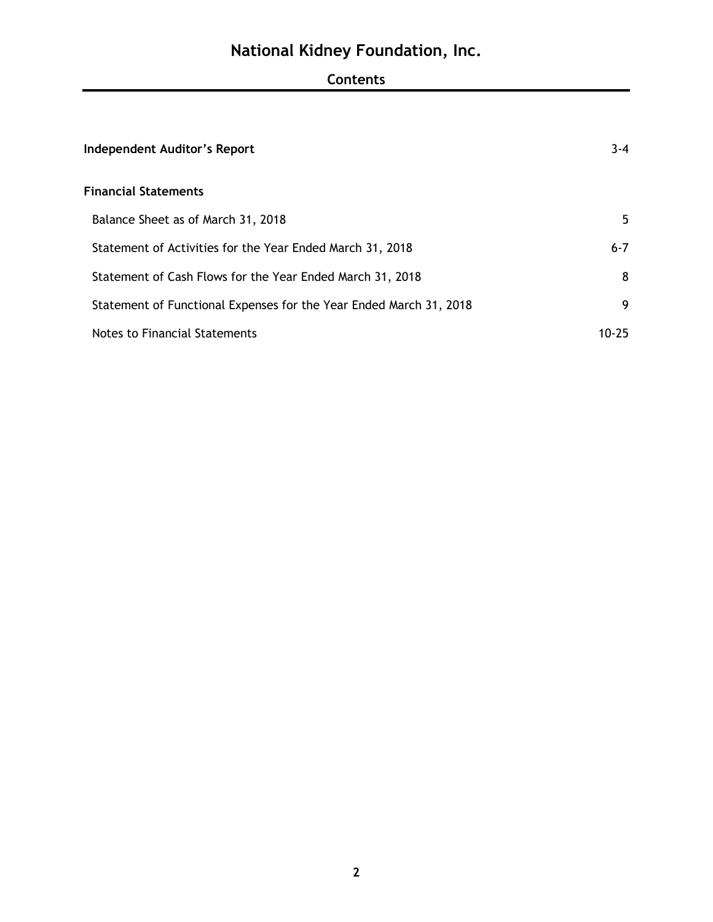# National Kidney Foundation, Inc.

## Contents

| | |
|---|---|
| **Independent Auditor's Report** | 3-4 |
| **Financial Statements** | |
| Balance Sheet as of March 31, 2018 | 5 |
| Statement of Activities for the Year Ended March 31, 2018 | 6-7 |
| Statement of Cash Flows for the Year Ended March 31, 2018 | 8 |
| Statement of Functional Expenses for the Year Ended March 31, 2018 | 9 |
| Notes to Financial Statements | 10-25 |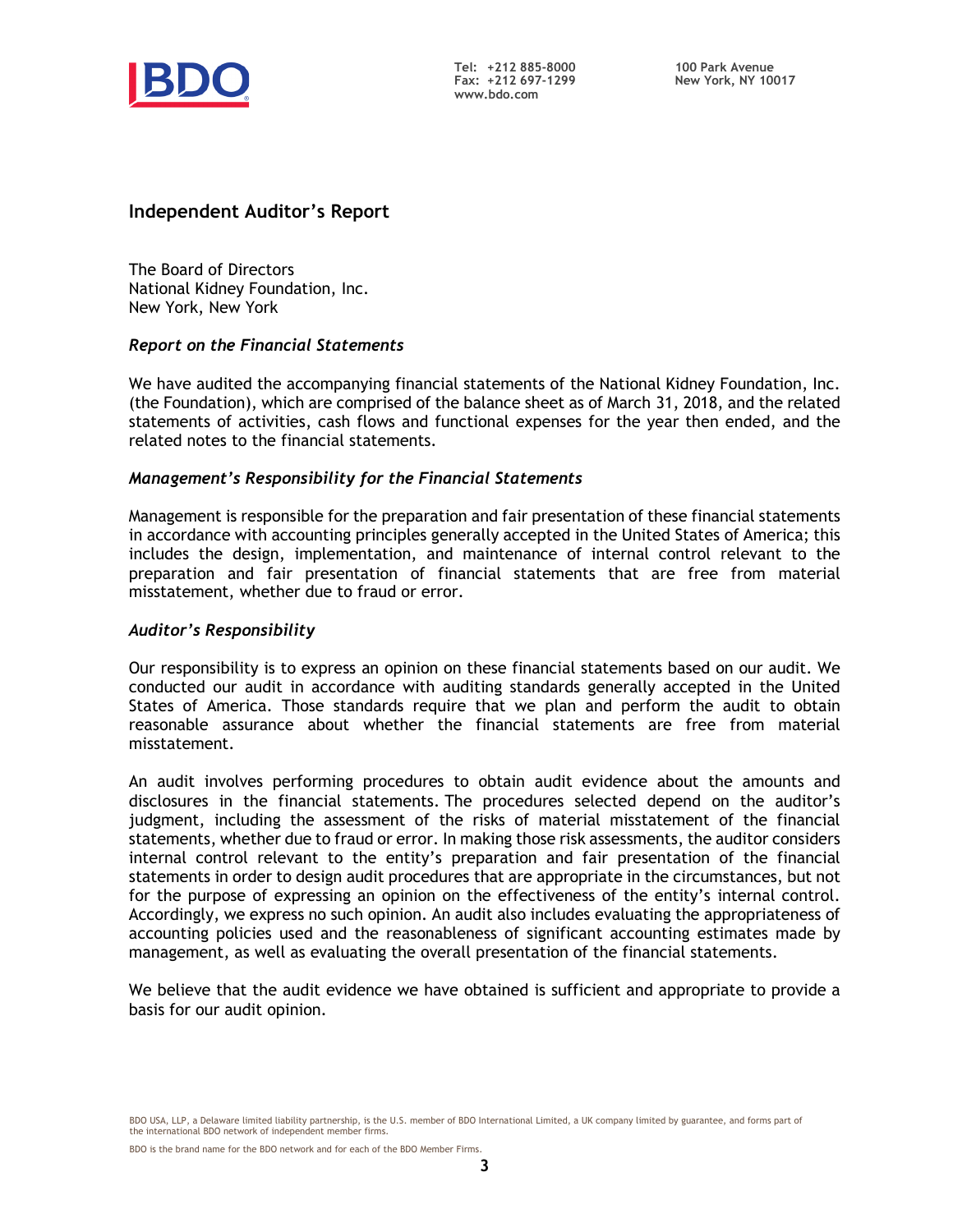## Independent Auditor's Report

The Board of Directors
National Kidney Foundation, Inc.
New York, New York

### *Report on the Financial Statements*

We have audited the accompanying financial statements of the National Kidney Foundation, Inc. (the Foundation), which are comprised of the balance sheet as of March 31, 2018, and the related statements of activities, cash flows and functional expenses for the year then ended, and the related notes to the financial statements.

### *Management's Responsibility for the Financial Statements*

Management is responsible for the preparation and fair presentation of these financial statements in accordance with accounting principles generally accepted in the United States of America; this includes the design, implementation, and maintenance of internal control relevant to the preparation and fair presentation of financial statements that are free from material misstatement, whether due to fraud or error.

### *Auditor's Responsibility*

Our responsibility is to express an opinion on these financial statements based on our audit. We conducted our audit in accordance with auditing standards generally accepted in the United States of America. Those standards require that we plan and perform the audit to obtain reasonable assurance about whether the financial statements are free from material misstatement.

An audit involves performing procedures to obtain audit evidence about the amounts and disclosures in the financial statements. The procedures selected depend on the auditor's judgment, including the assessment of the risks of material misstatement of the financial statements, whether due to fraud or error. In making those risk assessments, the auditor considers internal control relevant to the entity's preparation and fair presentation of the financial statements in order to design audit procedures that are appropriate in the circumstances, but not for the purpose of expressing an opinion on the effectiveness of the entity's internal control. Accordingly, we express no such opinion. An audit also includes evaluating the appropriateness of accounting policies used and the reasonableness of significant accounting estimates made by management, as well as evaluating the overall presentation of the financial statements.

We believe that the audit evidence we have obtained is sufficient and appropriate to provide a basis for our audit opinion.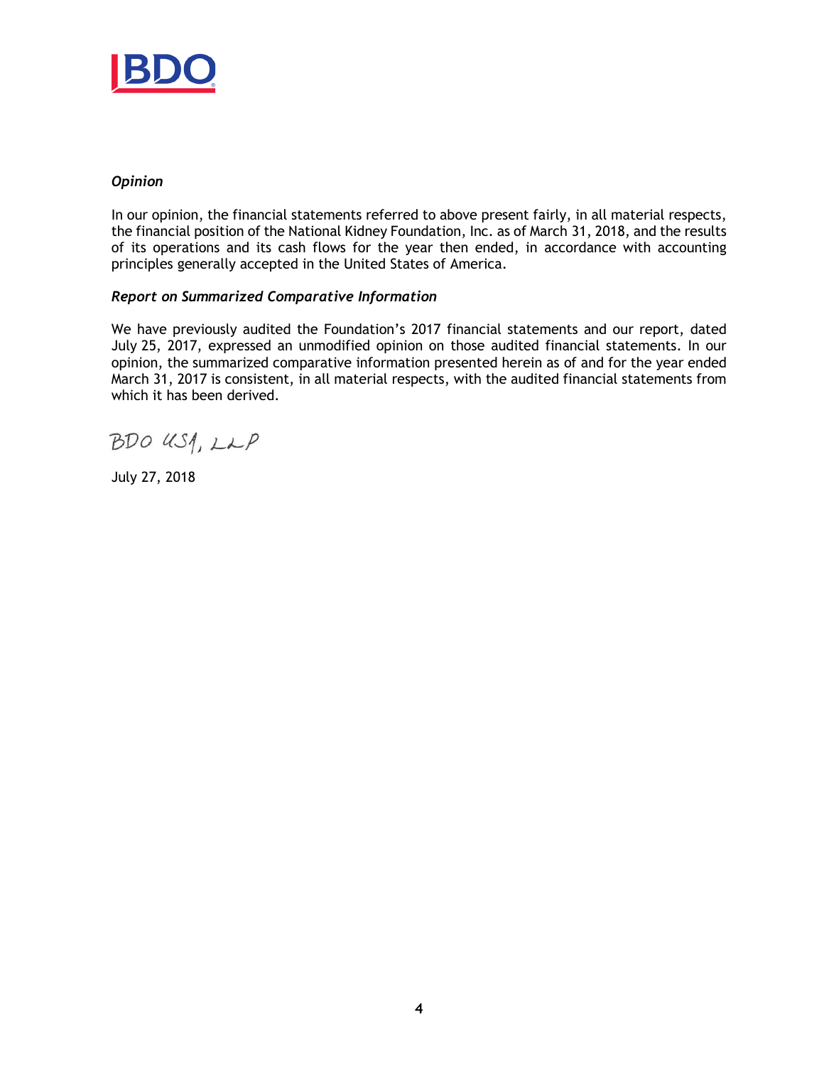*Opinion*

In our opinion, the financial statements referred to above present fairly, in all material respects, the financial position of the National Kidney Foundation, Inc. as of March 31, 2018, and the results of its operations and its cash flows for the year then ended, in accordance with accounting principles generally accepted in the United States of America.

*Report on Summarized Comparative Information*

We have previously audited the Foundation's 2017 financial statements and our report, dated July 25, 2017, expressed an unmodified opinion on those audited financial statements. In our opinion, the summarized comparative information presented herein as of and for the year ended March 31, 2017 is consistent, in all material respects, with the audited financial statements from which it has been derived.

BDO USA, LLP

July 27, 2018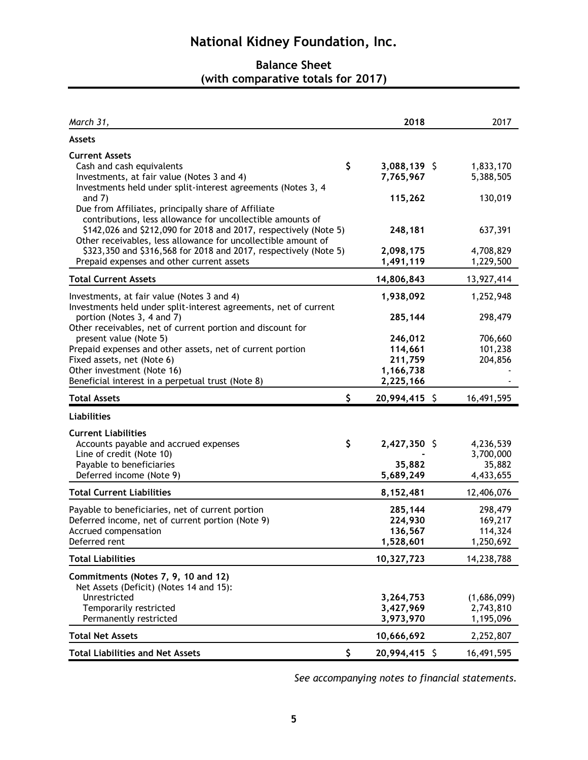# National Kidney Foundation, Inc.

## Balance Sheet
## (with comparative totals for 2017)

| *March 31,* | 2018 | 2017 |
|---|---|---|
| **Assets** | | |
| **Current Assets** | | |
| Cash and cash equivalents | $ 3,088,139 | $ 1,833,170 |
| Investments, at fair value (Notes 3 and 4) | 7,765,967 | 5,388,505 |
| Investments held under split-interest agreements (Notes 3, 4 and 7) | 115,262 | 130,019 |
| Due from Affiliates, principally share of Affiliate contributions, less allowance for uncollectible amounts of $142,026 and $212,090 for 2018 and 2017, respectively (Note 5) | 248,181 | 637,391 |
| Other receivables, less allowance for uncollectible amount of $323,350 and $316,568 for 2018 and 2017, respectively (Note 5) | 2,098,175 | 4,708,829 |
| Prepaid expenses and other current assets | 1,491,119 | 1,229,500 |
| **Total Current Assets** | 14,806,843 | 13,927,414 |
| Investments, at fair value (Notes 3 and 4) | 1,938,092 | 1,252,948 |
| Investments held under split-interest agreements, net of current portion (Notes 3, 4 and 7) | 285,144 | 298,479 |
| Other receivables, net of current portion and discount for present value (Note 5) | 246,012 | 706,660 |
| Prepaid expenses and other assets, net of current portion | 114,661 | 101,238 |
| Fixed assets, net (Note 6) | 211,759 | 204,856 |
| Other investment (Note 16) | 1,166,738 | - |
| Beneficial interest in a perpetual trust (Note 8) | 2,225,166 | - |
| **Total Assets** | $ 20,994,415 | $ 16,491,595 |
| **Liabilities** | | |
| **Current Liabilities** | | |
| Accounts payable and accrued expenses | $ 2,427,350 | $ 4,236,539 |
| Line of credit (Note 10) | - | 3,700,000 |
| Payable to beneficiaries | 35,882 | 35,882 |
| Deferred income (Note 9) | 5,689,249 | 4,433,655 |
| **Total Current Liabilities** | 8,152,481 | 12,406,076 |
| Payable to beneficiaries, net of current portion | 285,144 | 298,479 |
| Deferred income, net of current portion (Note 9) | 224,930 | 169,217 |
| Accrued compensation | 136,567 | 114,324 |
| Deferred rent | 1,528,601 | 1,250,692 |
| **Total Liabilities** | 10,327,723 | 14,238,788 |
| **Commitments (Notes 7, 9, 10 and 12)** | | |
| Net Assets (Deficit) (Notes 14 and 15): | | |
| Unrestricted | 3,264,753 | (1,686,099) |
| Temporarily restricted | 3,427,969 | 2,743,810 |
| Permanently restricted | 3,973,970 | 1,195,096 |
| **Total Net Assets** | 10,666,692 | 2,252,807 |
| **Total Liabilities and Net Assets** | $ 20,994,415 | $ 16,491,595 |

*See accompanying notes to financial statements.*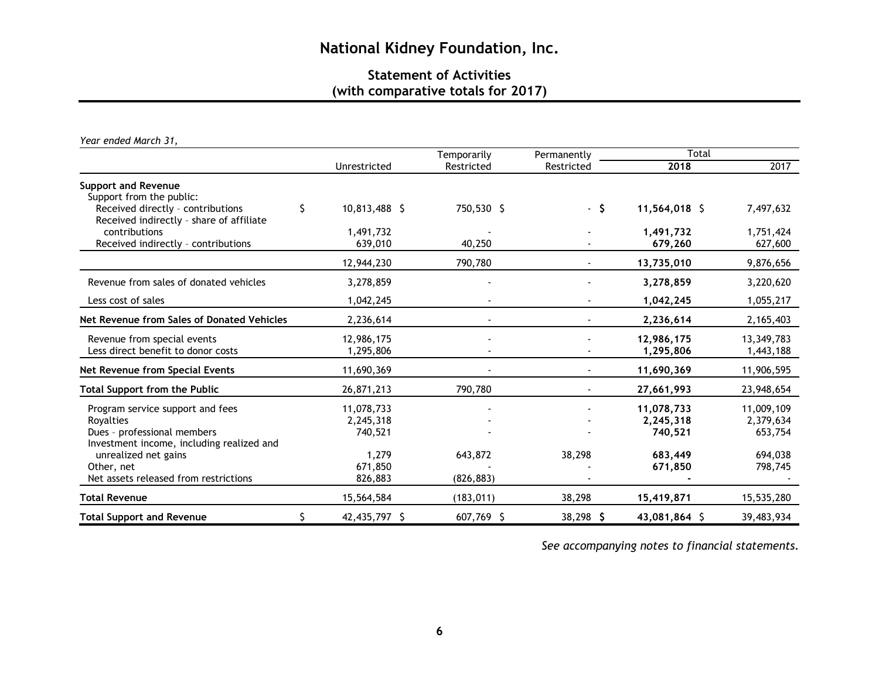# National Kidney Foundation, Inc.

## Statement of Activities
## (with comparative totals for 2017)

*Year ended March 31,*

| | Unrestricted | Temporarily Restricted | Permanently Restricted | Total 2018 | Total 2017 |
|---|---|---|---|---|---|
| **Support and Revenue** | | | | | |
| Support from the public: | | | | | |
| Received directly – contributions | $ 10,813,488 | $ 750,530 | $ - | **$ 11,564,018** | $ 7,497,632 |
| Received indirectly – share of affiliate contributions | 1,491,732 | - | - | **1,491,732** | 1,751,424 |
| Received indirectly – contributions | 639,010 | 40,250 | - | **679,260** | 627,600 |
| | 12,944,230 | 790,780 | - | **13,735,010** | 9,876,656 |
| Revenue from sales of donated vehicles | 3,278,859 | - | - | **3,278,859** | 3,220,620 |
| Less cost of sales | 1,042,245 | - | - | **1,042,245** | 1,055,217 |
| **Net Revenue from Sales of Donated Vehicles** | 2,236,614 | - | - | **2,236,614** | 2,165,403 |
| Revenue from special events | 12,986,175 | - | - | **12,986,175** | 13,349,783 |
| Less direct benefit to donor costs | 1,295,806 | - | - | **1,295,806** | 1,443,188 |
| **Net Revenue from Special Events** | 11,690,369 | - | - | **11,690,369** | 11,906,595 |
| **Total Support from the Public** | 26,871,213 | 790,780 | - | **27,661,993** | 23,948,654 |
| Program service support and fees | 11,078,733 | - | - | **11,078,733** | 11,009,109 |
| Royalties | 2,245,318 | - | - | **2,245,318** | 2,379,634 |
| Dues – professional members | 740,521 | - | - | **740,521** | 653,754 |
| Investment income, including realized and unrealized net gains | 1,279 | 643,872 | 38,298 | **683,449** | 694,038 |
| Other, net | 671,850 | - | - | **671,850** | 798,745 |
| Net assets released from restrictions | 826,883 | (826,883) | - | **-** | - |
| **Total Revenue** | 15,564,584 | (183,011) | 38,298 | **15,419,871** | 15,535,280 |
| **Total Support and Revenue** | $ 42,435,797 | $ 607,769 | $ 38,298 | **$ 43,081,864** | $ 39,483,934 |

*See accompanying notes to financial statements.*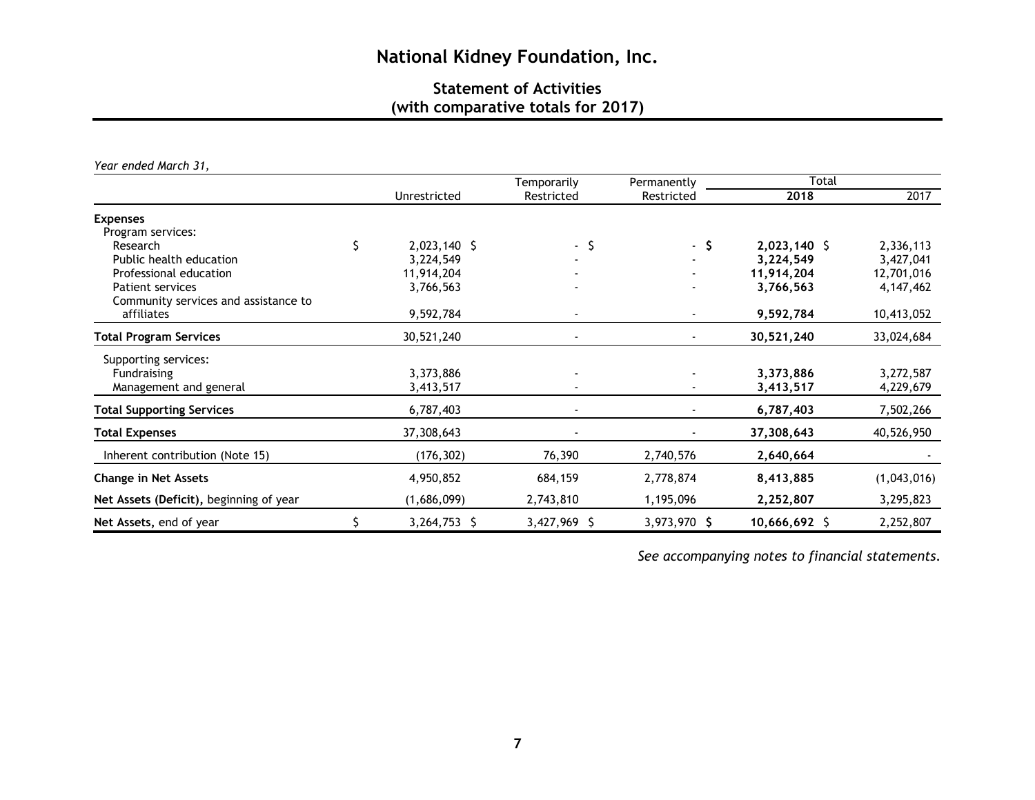# National Kidney Foundation, Inc.

## Statement of Activities (with comparative totals for 2017)

*Year ended March 31,*

| | Unrestricted | Temporarily Restricted | Permanently Restricted | Total 2018 | Total 2017 |
|---|---|---|---|---|---|
| **Expenses** | | | | | |
| Program services: | | | | | |
| Research | $ 2,023,140 | $ - | $ - | **$ 2,023,140** | $ 2,336,113 |
| Public health education | 3,224,549 | - | - | **3,224,549** | 3,427,041 |
| Professional education | 11,914,204 | - | - | **11,914,204** | 12,701,016 |
| Patient services | 3,766,563 | - | - | **3,766,563** | 4,147,462 |
| Community services and assistance to affiliates | 9,592,784 | - | - | **9,592,784** | 10,413,052 |
| **Total Program Services** | 30,521,240 | - | - | **30,521,240** | 33,024,684 |
| Supporting services: | | | | | |
| Fundraising | 3,373,886 | - | - | **3,373,886** | 3,272,587 |
| Management and general | 3,413,517 | - | - | **3,413,517** | 4,229,679 |
| **Total Supporting Services** | 6,787,403 | - | - | **6,787,403** | 7,502,266 |
| **Total Expenses** | 37,308,643 | - | - | **37,308,643** | 40,526,950 |
| Inherent contribution (Note 15) | (176,302) | 76,390 | 2,740,576 | **2,640,664** | - |
| **Change in Net Assets** | 4,950,852 | 684,159 | 2,778,874 | **8,413,885** | (1,043,016) |
| **Net Assets (Deficit),** beginning of year | (1,686,099) | 2,743,810 | 1,195,096 | **2,252,807** | 3,295,823 |
| **Net Assets,** end of year | $ 3,264,753 | $ 3,427,969 | $ 3,973,970 | **$ 10,666,692** | $ 2,252,807 |

*See accompanying notes to financial statements.*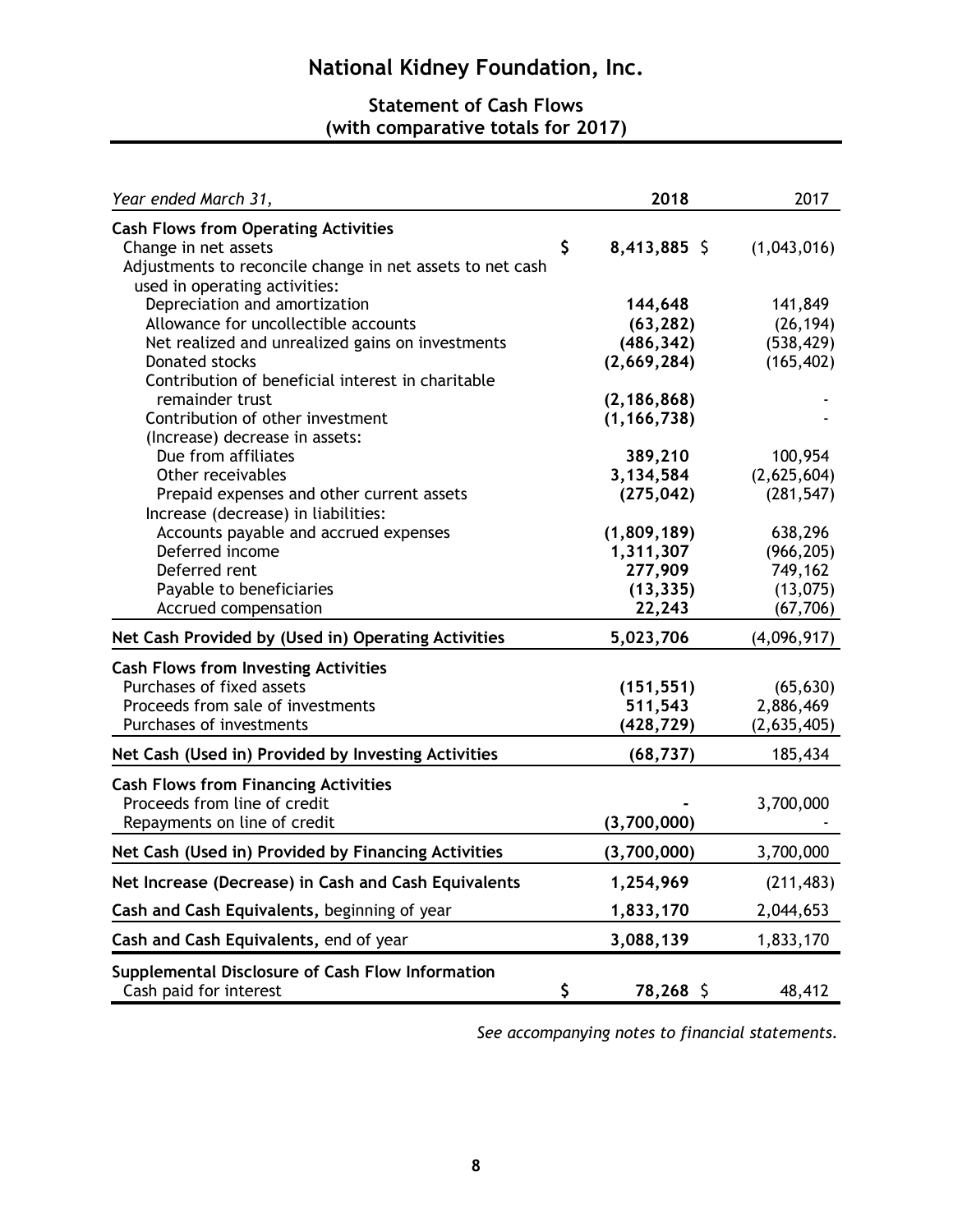# National Kidney Foundation, Inc.

## Statement of Cash Flows
## (with comparative totals for 2017)

| *Year ended March 31,* | 2018 | 2017 |
|---|---|---|
| **Cash Flows from Operating Activities** | | |
| Change in net assets | $ 8,413,885 | $ (1,043,016) |
| Adjustments to reconcile change in net assets to net cash used in operating activities: | | |
| Depreciation and amortization | 144,648 | 141,849 |
| Allowance for uncollectible accounts | (63,282) | (26,194) |
| Net realized and unrealized gains on investments | (486,342) | (538,429) |
| Donated stocks | (2,669,284) | (165,402) |
| Contribution of beneficial interest in charitable remainder trust | (2,186,868) | - |
| Contribution of other investment | (1,166,738) | - |
| (Increase) decrease in assets: | | |
| Due from affiliates | 389,210 | 100,954 |
| Other receivables | 3,134,584 | (2,625,604) |
| Prepaid expenses and other current assets | (275,042) | (281,547) |
| Increase (decrease) in liabilities: | | |
| Accounts payable and accrued expenses | (1,809,189) | 638,296 |
| Deferred income | 1,311,307 | (966,205) |
| Deferred rent | 277,909 | 749,162 |
| Payable to beneficiaries | (13,335) | (13,075) |
| Accrued compensation | 22,243 | (67,706) |
| **Net Cash Provided by (Used in) Operating Activities** | 5,023,706 | (4,096,917) |
| **Cash Flows from Investing Activities** | | |
| Purchases of fixed assets | (151,551) | (65,630) |
| Proceeds from sale of investments | 511,543 | 2,886,469 |
| Purchases of investments | (428,729) | (2,635,405) |
| **Net Cash (Used in) Provided by Investing Activities** | (68,737) | 185,434 |
| **Cash Flows from Financing Activities** | | |
| Proceeds from line of credit | - | 3,700,000 |
| Repayments on line of credit | (3,700,000) | - |
| **Net Cash (Used in) Provided by Financing Activities** | (3,700,000) | 3,700,000 |
| **Net Increase (Decrease) in Cash and Cash Equivalents** | 1,254,969 | (211,483) |
| **Cash and Cash Equivalents,** beginning of year | 1,833,170 | 2,044,653 |
| **Cash and Cash Equivalents,** end of year | 3,088,139 | 1,833,170 |
| **Supplemental Disclosure of Cash Flow Information** | | |
| Cash paid for interest | $ 78,268 | $ 48,412 |

*See accompanying notes to financial statements.*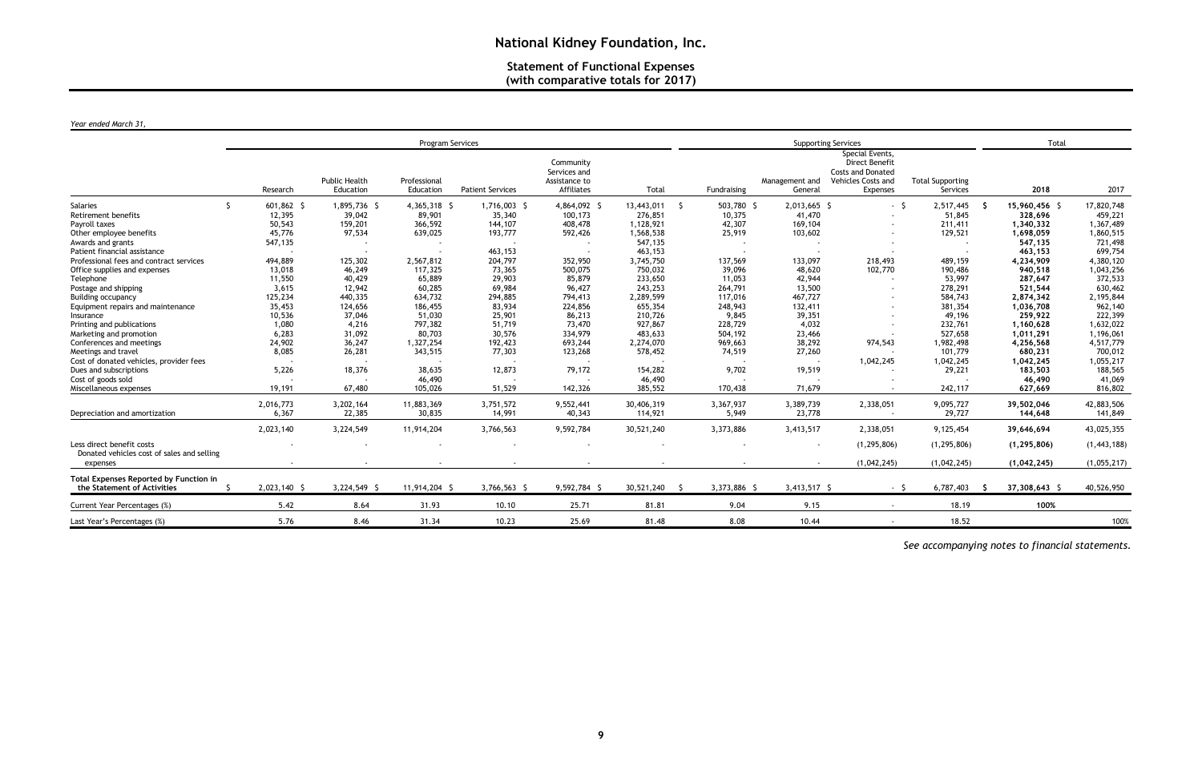# National Kidney Foundation, Inc.

## Statement of Functional Expenses (with comparative totals for 2017)

*Year ended March 31,*

| | Program Services | | | | | | Supporting Services | | | | Total | |
|---|---|---|---|---|---|---|---|---|---|---|---|---|
| | Research | Public Health Education | Professional Education | Patient Services | Community Services and Assistance to Affiliates | Total | Fundraising | Management and General | Special Events, Direct Benefit Costs and Donated Vehicles Costs and Expenses | Total Supporting Services | 2018 | 2017 |
| Salaries | $ 601,862 | $ 1,895,736 | $ 4,365,318 | $ 1,716,003 | $ 4,864,092 | $ 13,443,011 | $ 503,780 | $ 2,013,665 | $ - | $ 2,517,445 | $ **15,960,456** | $ 17,820,748 |
| Retirement benefits | 12,395 | 39,042 | 89,901 | 35,340 | 100,173 | 276,851 | 10,375 | 41,470 | - | 51,845 | **328,696** | 459,221 |
| Payroll taxes | 50,543 | 159,201 | 366,592 | 144,107 | 408,478 | 1,128,921 | 42,307 | 169,104 | - | 211,411 | **1,340,332** | 1,367,489 |
| Other employee benefits | 45,776 | 97,534 | 639,025 | 193,777 | 592,426 | 1,568,538 | 25,919 | 103,602 | - | 129,521 | **1,698,059** | 1,860,515 |
| Awards and grants | 547,135 | - | - | - | - | 547,135 | - | - | - | - | **547,135** | 721,498 |
| Patient financial assistance | - | - | - | 463,153 | - | 463,153 | - | - | - | - | **463,153** | 699,754 |
| Professional fees and contract services | 494,889 | 125,302 | 2,567,812 | 204,797 | 352,950 | 3,745,750 | 137,569 | 133,097 | 218,493 | 489,159 | **4,234,909** | 4,380,120 |
| Office supplies and expenses | 13,018 | 46,249 | 117,325 | 73,365 | 500,075 | 750,032 | 39,096 | 48,620 | 102,770 | 190,486 | **940,518** | 1,043,256 |
| Telephone | 11,550 | 40,429 | 65,889 | 29,903 | 85,879 | 233,650 | 11,053 | 42,944 | - | 53,997 | **287,647** | 372,533 |
| Postage and shipping | 3,615 | 12,942 | 60,285 | 69,984 | 96,427 | 243,253 | 264,791 | 13,500 | - | 278,291 | **521,544** | 630,462 |
| Building occupancy | 125,234 | 440,335 | 634,732 | 294,885 | 794,413 | 2,289,599 | 117,016 | 467,727 | - | 584,743 | **2,874,342** | 2,195,844 |
| Equipment repairs and maintenance | 35,453 | 124,656 | 186,455 | 83,934 | 224,856 | 655,354 | 248,943 | 132,411 | - | 381,354 | **1,036,708** | 962,140 |
| Insurance | 10,536 | 37,046 | 51,030 | 25,901 | 86,213 | 210,726 | 9,845 | 39,351 | - | 49,196 | **259,922** | 222,399 |
| Printing and publications | 1,080 | 4,216 | 797,382 | 51,719 | 73,470 | 927,867 | 228,729 | 4,032 | - | 232,761 | **1,160,628** | 1,632,022 |
| Marketing and promotion | 6,283 | 31,092 | 80,703 | 30,576 | 334,979 | 483,633 | 504,192 | 23,466 | - | 527,658 | **1,011,291** | 1,196,061 |
| Conferences and meetings | 24,902 | 36,247 | 1,327,254 | 192,423 | 693,244 | 2,274,070 | 969,663 | 38,292 | 974,543 | 1,982,498 | **4,256,568** | 4,517,779 |
| Meetings and travel | 8,085 | 26,281 | 343,515 | 77,303 | 123,268 | 578,452 | 74,519 | 27,260 | - | 101,779 | **680,231** | 700,012 |
| Cost of donated vehicles, provider fees | - | - | - | - | - | - | - | - | 1,042,245 | 1,042,245 | **1,042,245** | 1,055,217 |
| Dues and subscriptions | 5,226 | 18,376 | 38,635 | 12,873 | 79,172 | 154,282 | 9,702 | 19,519 | - | 29,221 | **183,503** | 188,565 |
| Cost of goods sold | - | - | 46,490 | - | - | 46,490 | - | - | - | - | **46,490** | 41,069 |
| Miscellaneous expenses | 19,191 | 67,480 | 105,026 | 51,529 | 142,326 | 385,552 | 170,438 | 71,679 | - | 242,117 | **627,669** | 816,802 |
| | 2,016,773 | 3,202,164 | 11,883,369 | 3,751,572 | 9,552,441 | 30,406,319 | 3,367,937 | 3,389,739 | 2,338,051 | 9,095,727 | **39,502,046** | 42,883,506 |
| Depreciation and amortization | 6,367 | 22,385 | 30,835 | 14,991 | 40,343 | 114,921 | 5,949 | 23,778 | - | 29,727 | **144,648** | 141,849 |
| | 2,023,140 | 3,224,549 | 11,914,204 | 3,766,563 | 9,592,784 | 30,521,240 | 3,373,886 | 3,413,517 | 2,338,051 | 9,125,454 | **39,646,694** | 43,025,355 |
| Less direct benefit costs | - | - | - | - | - | - | - | - | (1,295,806) | (1,295,806) | **(1,295,806)** | (1,443,188) |
| Donated vehicles cost of sales and selling expenses | - | - | - | - | - | - | - | - | (1,042,245) | (1,042,245) | **(1,042,245)** | (1,055,217) |
| **Total Expenses Reported by Function in the Statement of Activities** | $ 2,023,140 | $ 3,224,549 | $ 11,914,204 | $ 3,766,563 | $ 9,592,784 | $ 30,521,240 | $ 3,373,886 | $ 3,413,517 | $ - | $ 6,787,403 | $ **37,308,643** | $ 40,526,950 |
| Current Year Percentages (%) | 5.42 | 8.64 | 31.93 | 10.10 | 25.71 | 81.81 | 9.04 | 9.15 | - | 18.19 | **100%** | |
| Last Year's Percentages (%) | 5.76 | 8.46 | 31.34 | 10.23 | 25.69 | 81.48 | 8.08 | 10.44 | - | 18.52 | | 100% |

*See accompanying notes to financial statements.*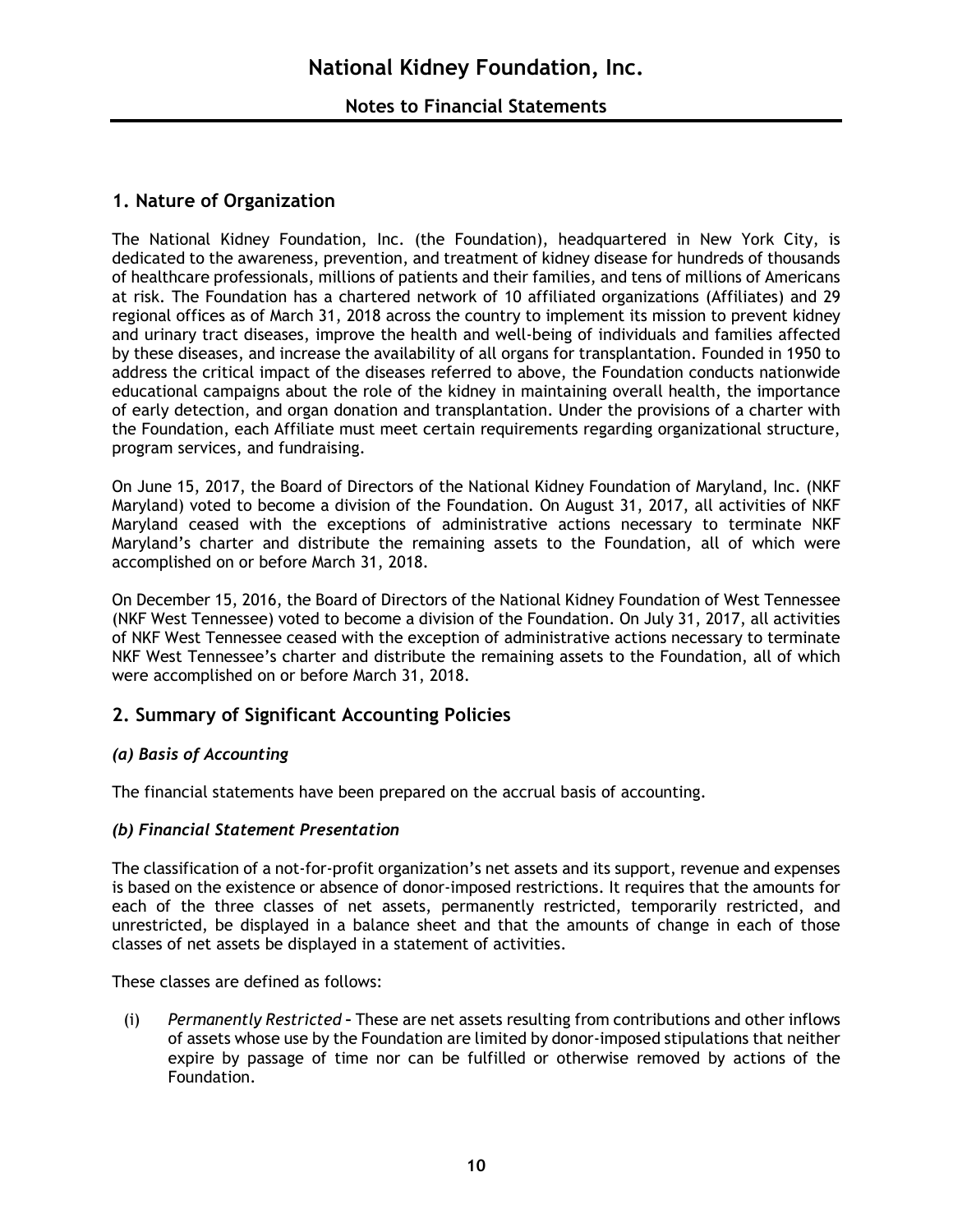# National Kidney Foundation, Inc.

## Notes to Financial Statements

## 1. Nature of Organization

The National Kidney Foundation, Inc. (the Foundation), headquartered in New York City, is dedicated to the awareness, prevention, and treatment of kidney disease for hundreds of thousands of healthcare professionals, millions of patients and their families, and tens of millions of Americans at risk. The Foundation has a chartered network of 10 affiliated organizations (Affiliates) and 29 regional offices as of March 31, 2018 across the country to implement its mission to prevent kidney and urinary tract diseases, improve the health and well-being of individuals and families affected by these diseases, and increase the availability of all organs for transplantation. Founded in 1950 to address the critical impact of the diseases referred to above, the Foundation conducts nationwide educational campaigns about the role of the kidney in maintaining overall health, the importance of early detection, and organ donation and transplantation. Under the provisions of a charter with the Foundation, each Affiliate must meet certain requirements regarding organizational structure, program services, and fundraising.

On June 15, 2017, the Board of Directors of the National Kidney Foundation of Maryland, Inc. (NKF Maryland) voted to become a division of the Foundation. On August 31, 2017, all activities of NKF Maryland ceased with the exceptions of administrative actions necessary to terminate NKF Maryland's charter and distribute the remaining assets to the Foundation, all of which were accomplished on or before March 31, 2018.

On December 15, 2016, the Board of Directors of the National Kidney Foundation of West Tennessee (NKF West Tennessee) voted to become a division of the Foundation. On July 31, 2017, all activities of NKF West Tennessee ceased with the exception of administrative actions necessary to terminate NKF West Tennessee's charter and distribute the remaining assets to the Foundation, all of which were accomplished on or before March 31, 2018.

## 2. Summary of Significant Accounting Policies

### *(a) Basis of Accounting*

The financial statements have been prepared on the accrual basis of accounting.

### *(b) Financial Statement Presentation*

The classification of a not-for-profit organization's net assets and its support, revenue and expenses is based on the existence or absence of donor-imposed restrictions. It requires that the amounts for each of the three classes of net assets, permanently restricted, temporarily restricted, and unrestricted, be displayed in a balance sheet and that the amounts of change in each of those classes of net assets be displayed in a statement of activities.

These classes are defined as follows:

(i) *Permanently Restricted* – These are net assets resulting from contributions and other inflows of assets whose use by the Foundation are limited by donor-imposed stipulations that neither expire by passage of time nor can be fulfilled or otherwise removed by actions of the Foundation.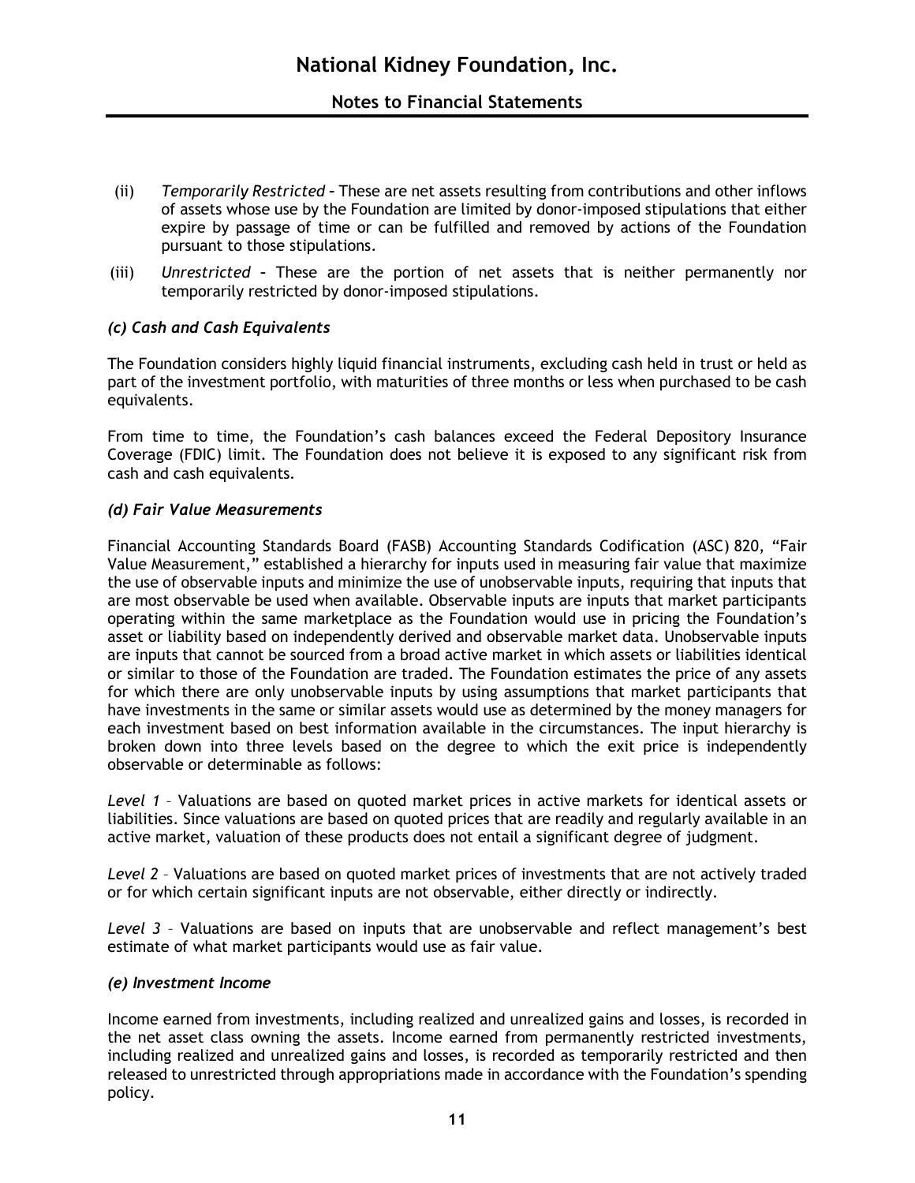(ii) *Temporarily Restricted* – These are net assets resulting from contributions and other inflows of assets whose use by the Foundation are limited by donor-imposed stipulations that either expire by passage of time or can be fulfilled and removed by actions of the Foundation pursuant to those stipulations.

(iii) *Unrestricted* – These are the portion of net assets that is neither permanently nor temporarily restricted by donor-imposed stipulations.

### *(c) Cash and Cash Equivalents*

The Foundation considers highly liquid financial instruments, excluding cash held in trust or held as part of the investment portfolio, with maturities of three months or less when purchased to be cash equivalents.

From time to time, the Foundation's cash balances exceed the Federal Depository Insurance Coverage (FDIC) limit. The Foundation does not believe it is exposed to any significant risk from cash and cash equivalents.

### *(d) Fair Value Measurements*

Financial Accounting Standards Board (FASB) Accounting Standards Codification (ASC) 820, "Fair Value Measurement," established a hierarchy for inputs used in measuring fair value that maximize the use of observable inputs and minimize the use of unobservable inputs, requiring that inputs that are most observable be used when available. Observable inputs are inputs that market participants operating within the same marketplace as the Foundation would use in pricing the Foundation's asset or liability based on independently derived and observable market data. Unobservable inputs are inputs that cannot be sourced from a broad active market in which assets or liabilities identical or similar to those of the Foundation are traded. The Foundation estimates the price of any assets for which there are only unobservable inputs by using assumptions that market participants that have investments in the same or similar assets would use as determined by the money managers for each investment based on best information available in the circumstances. The input hierarchy is broken down into three levels based on the degree to which the exit price is independently observable or determinable as follows:

*Level 1* – Valuations are based on quoted market prices in active markets for identical assets or liabilities. Since valuations are based on quoted prices that are readily and regularly available in an active market, valuation of these products does not entail a significant degree of judgment.

*Level 2* – Valuations are based on quoted market prices of investments that are not actively traded or for which certain significant inputs are not observable, either directly or indirectly.

*Level 3* – Valuations are based on inputs that are unobservable and reflect management's best estimate of what market participants would use as fair value.

### *(e) Investment Income*

Income earned from investments, including realized and unrealized gains and losses, is recorded in the net asset class owning the assets. Income earned from permanently restricted investments, including realized and unrealized gains and losses, is recorded as temporarily restricted and then released to unrestricted through appropriations made in accordance with the Foundation's spending policy.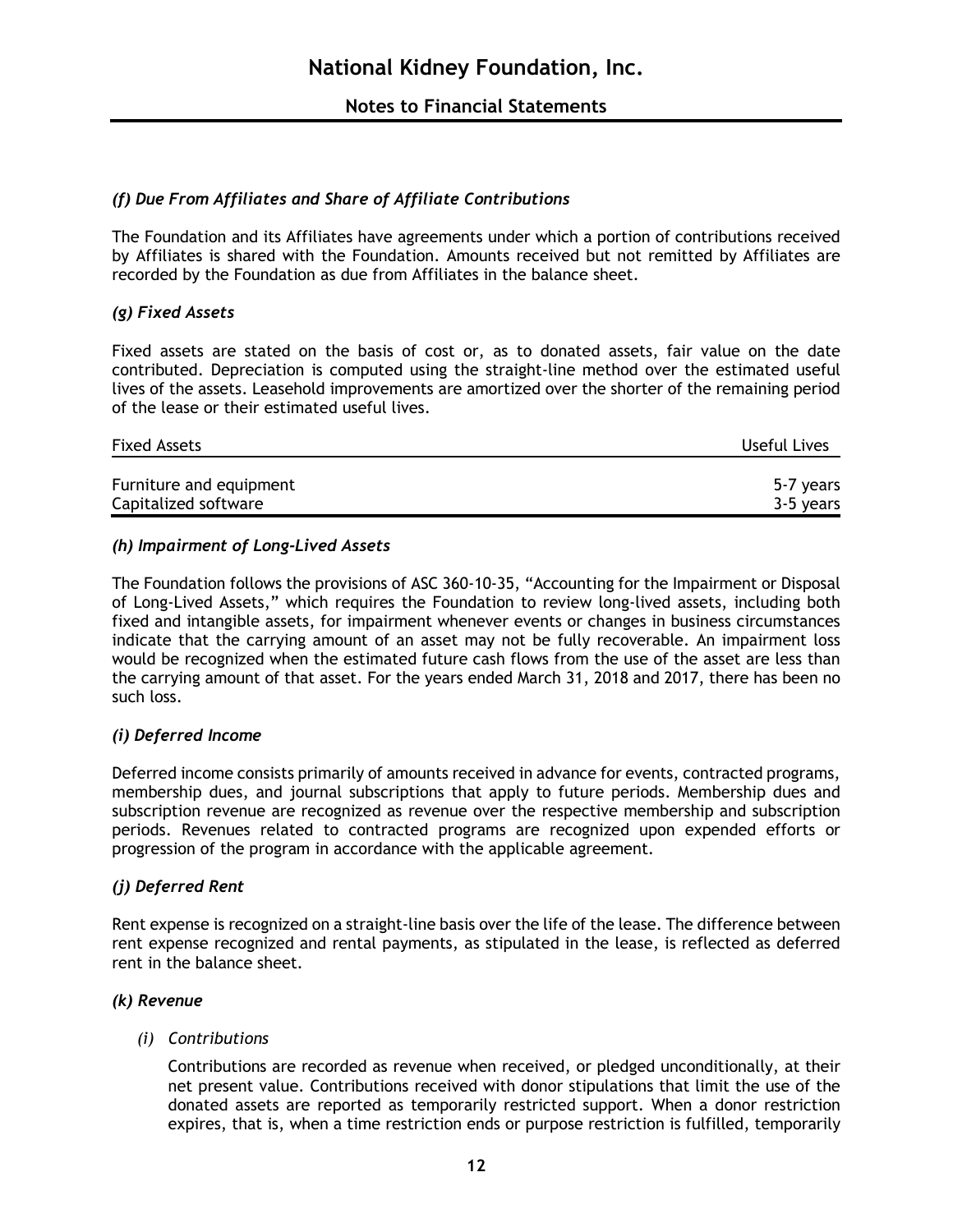### *(f) Due From Affiliates and Share of Affiliate Contributions*

The Foundation and its Affiliates have agreements under which a portion of contributions received by Affiliates is shared with the Foundation. Amounts received but not remitted by Affiliates are recorded by the Foundation as due from Affiliates in the balance sheet.

### *(g) Fixed Assets*

Fixed assets are stated on the basis of cost or, as to donated assets, fair value on the date contributed. Depreciation is computed using the straight-line method over the estimated useful lives of the assets. Leasehold improvements are amortized over the shorter of the remaining period of the lease or their estimated useful lives.

| Fixed Assets | Useful Lives |
|---|---|
| Furniture and equipment | 5-7 years |
| Capitalized software | 3-5 years |

### *(h) Impairment of Long-Lived Assets*

The Foundation follows the provisions of ASC 360-10-35, "Accounting for the Impairment or Disposal of Long-Lived Assets," which requires the Foundation to review long-lived assets, including both fixed and intangible assets, for impairment whenever events or changes in business circumstances indicate that the carrying amount of an asset may not be fully recoverable. An impairment loss would be recognized when the estimated future cash flows from the use of the asset are less than the carrying amount of that asset. For the years ended March 31, 2018 and 2017, there has been no such loss.

### *(i) Deferred Income*

Deferred income consists primarily of amounts received in advance for events, contracted programs, membership dues, and journal subscriptions that apply to future periods. Membership dues and subscription revenue are recognized as revenue over the respective membership and subscription periods. Revenues related to contracted programs are recognized upon expended efforts or progression of the program in accordance with the applicable agreement.

### *(j) Deferred Rent*

Rent expense is recognized on a straight-line basis over the life of the lease. The difference between rent expense recognized and rental payments, as stipulated in the lease, is reflected as deferred rent in the balance sheet.

### *(k) Revenue*

*(i) Contributions*

Contributions are recorded as revenue when received, or pledged unconditionally, at their net present value. Contributions received with donor stipulations that limit the use of the donated assets are reported as temporarily restricted support. When a donor restriction expires, that is, when a time restriction ends or purpose restriction is fulfilled, temporarily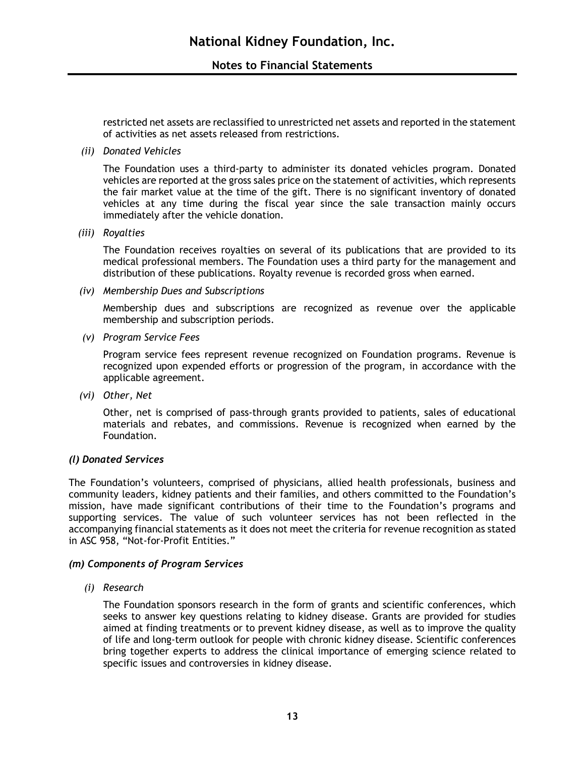restricted net assets are reclassified to unrestricted net assets and reported in the statement of activities as net assets released from restrictions.

*(ii) Donated Vehicles*

The Foundation uses a third-party to administer its donated vehicles program. Donated vehicles are reported at the gross sales price on the statement of activities, which represents the fair market value at the time of the gift. There is no significant inventory of donated vehicles at any time during the fiscal year since the sale transaction mainly occurs immediately after the vehicle donation.

*(iii) Royalties*

The Foundation receives royalties on several of its publications that are provided to its medical professional members. The Foundation uses a third party for the management and distribution of these publications. Royalty revenue is recorded gross when earned.

*(iv) Membership Dues and Subscriptions*

Membership dues and subscriptions are recognized as revenue over the applicable membership and subscription periods.

*(v) Program Service Fees*

Program service fees represent revenue recognized on Foundation programs. Revenue is recognized upon expended efforts or progression of the program, in accordance with the applicable agreement.

*(vi) Other, Net*

Other, net is comprised of pass-through grants provided to patients, sales of educational materials and rebates, and commissions. Revenue is recognized when earned by the Foundation.

### *(l) Donated Services*

The Foundation's volunteers, comprised of physicians, allied health professionals, business and community leaders, kidney patients and their families, and others committed to the Foundation's mission, have made significant contributions of their time to the Foundation's programs and supporting services. The value of such volunteer services has not been reflected in the accompanying financial statements as it does not meet the criteria for revenue recognition as stated in ASC 958, "Not-for-Profit Entities."

### *(m) Components of Program Services*

*(i) Research*

The Foundation sponsors research in the form of grants and scientific conferences, which seeks to answer key questions relating to kidney disease. Grants are provided for studies aimed at finding treatments or to prevent kidney disease, as well as to improve the quality of life and long-term outlook for people with chronic kidney disease. Scientific conferences bring together experts to address the clinical importance of emerging science related to specific issues and controversies in kidney disease.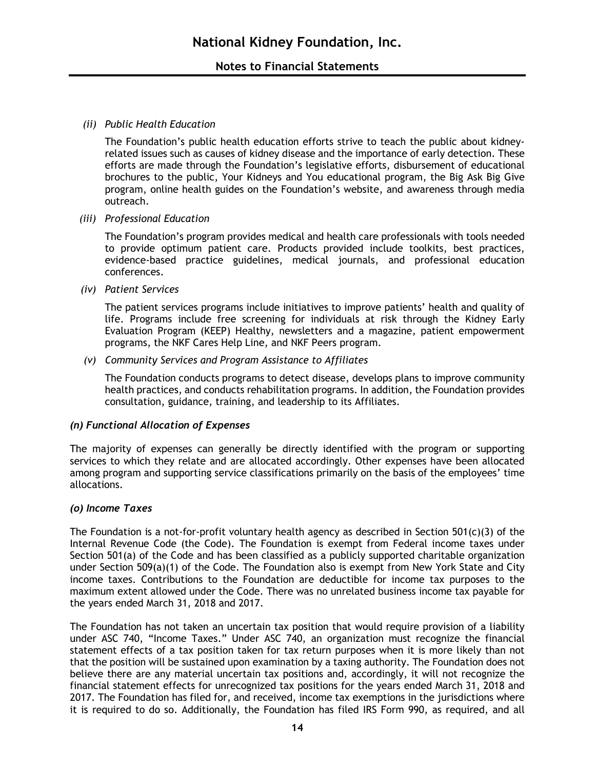*(ii) Public Health Education*

The Foundation's public health education efforts strive to teach the public about kidney-related issues such as causes of kidney disease and the importance of early detection. These efforts are made through the Foundation's legislative efforts, disbursement of educational brochures to the public, Your Kidneys and You educational program, the Big Ask Big Give program, online health guides on the Foundation's website, and awareness through media outreach.

*(iii) Professional Education*

The Foundation's program provides medical and health care professionals with tools needed to provide optimum patient care. Products provided include toolkits, best practices, evidence-based practice guidelines, medical journals, and professional education conferences.

*(iv) Patient Services*

The patient services programs include initiatives to improve patients' health and quality of life. Programs include free screening for individuals at risk through the Kidney Early Evaluation Program (KEEP) Healthy, newsletters and a magazine, patient empowerment programs, the NKF Cares Help Line, and NKF Peers program.

*(v) Community Services and Program Assistance to Affiliates*

The Foundation conducts programs to detect disease, develops plans to improve community health practices, and conducts rehabilitation programs. In addition, the Foundation provides consultation, guidance, training, and leadership to its Affiliates.

### *(n) Functional Allocation of Expenses*

The majority of expenses can generally be directly identified with the program or supporting services to which they relate and are allocated accordingly. Other expenses have been allocated among program and supporting service classifications primarily on the basis of the employees' time allocations.

### *(o) Income Taxes*

The Foundation is a not-for-profit voluntary health agency as described in Section 501(c)(3) of the Internal Revenue Code (the Code). The Foundation is exempt from Federal income taxes under Section 501(a) of the Code and has been classified as a publicly supported charitable organization under Section 509(a)(1) of the Code. The Foundation also is exempt from New York State and City income taxes. Contributions to the Foundation are deductible for income tax purposes to the maximum extent allowed under the Code. There was no unrelated business income tax payable for the years ended March 31, 2018 and 2017.

The Foundation has not taken an uncertain tax position that would require provision of a liability under ASC 740, "Income Taxes." Under ASC 740, an organization must recognize the financial statement effects of a tax position taken for tax return purposes when it is more likely than not that the position will be sustained upon examination by a taxing authority. The Foundation does not believe there are any material uncertain tax positions and, accordingly, it will not recognize the financial statement effects for unrecognized tax positions for the years ended March 31, 2018 and 2017. The Foundation has filed for, and received, income tax exemptions in the jurisdictions where it is required to do so. Additionally, the Foundation has filed IRS Form 990, as required, and all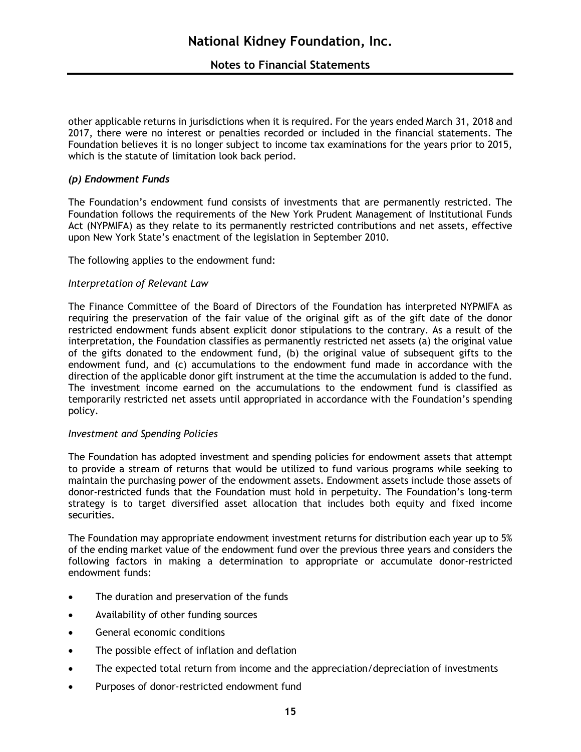other applicable returns in jurisdictions when it is required. For the years ended March 31, 2018 and 2017, there were no interest or penalties recorded or included in the financial statements. The Foundation believes it is no longer subject to income tax examinations for the years prior to 2015, which is the statute of limitation look back period.

### *(p) Endowment Funds*

The Foundation's endowment fund consists of investments that are permanently restricted. The Foundation follows the requirements of the New York Prudent Management of Institutional Funds Act (NYPMIFA) as they relate to its permanently restricted contributions and net assets, effective upon New York State's enactment of the legislation in September 2010.

The following applies to the endowment fund:

*Interpretation of Relevant Law*

The Finance Committee of the Board of Directors of the Foundation has interpreted NYPMIFA as requiring the preservation of the fair value of the original gift as of the gift date of the donor restricted endowment funds absent explicit donor stipulations to the contrary. As a result of the interpretation, the Foundation classifies as permanently restricted net assets (a) the original value of the gifts donated to the endowment fund, (b) the original value of subsequent gifts to the endowment fund, and (c) accumulations to the endowment fund made in accordance with the direction of the applicable donor gift instrument at the time the accumulation is added to the fund. The investment income earned on the accumulations to the endowment fund is classified as temporarily restricted net assets until appropriated in accordance with the Foundation's spending policy.

*Investment and Spending Policies*

The Foundation has adopted investment and spending policies for endowment assets that attempt to provide a stream of returns that would be utilized to fund various programs while seeking to maintain the purchasing power of the endowment assets. Endowment assets include those assets of donor-restricted funds that the Foundation must hold in perpetuity. The Foundation's long-term strategy is to target diversified asset allocation that includes both equity and fixed income securities.

The Foundation may appropriate endowment investment returns for distribution each year up to 5% of the ending market value of the endowment fund over the previous three years and considers the following factors in making a determination to appropriate or accumulate donor-restricted endowment funds:

- The duration and preservation of the funds
- Availability of other funding sources
- General economic conditions
- The possible effect of inflation and deflation
- The expected total return from income and the appreciation/depreciation of investments
- Purposes of donor-restricted endowment fund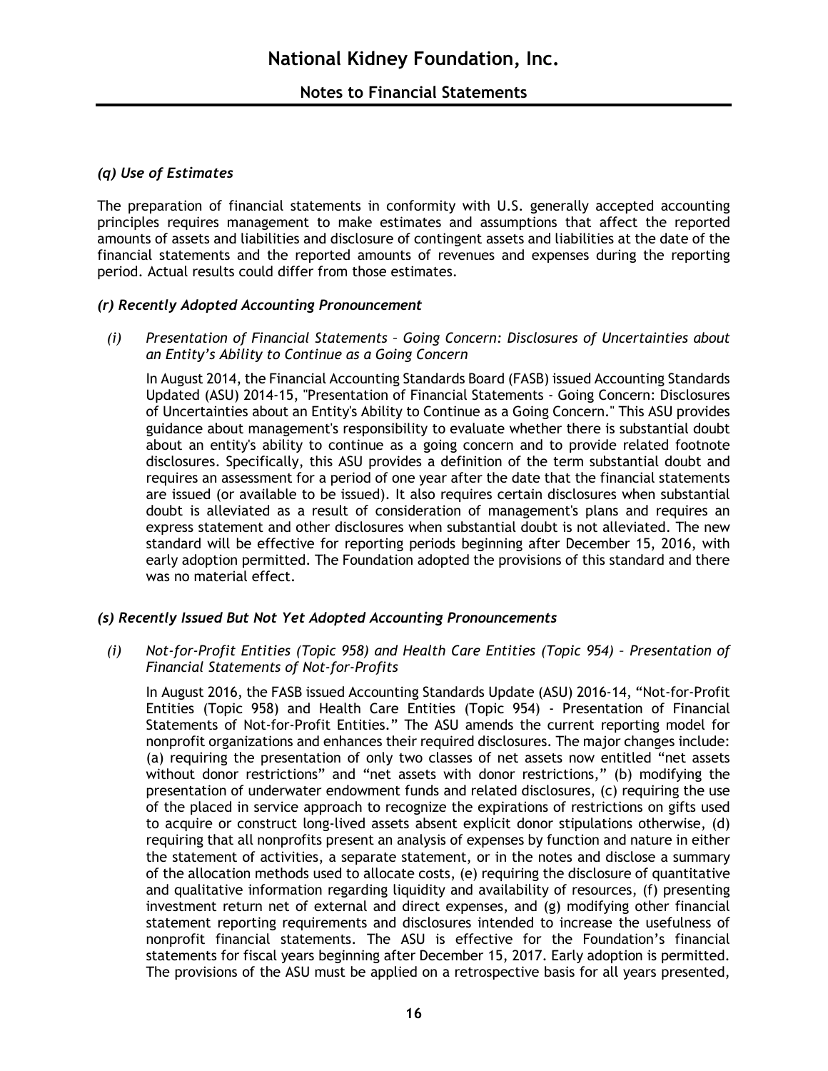### *(q) Use of Estimates*

The preparation of financial statements in conformity with U.S. generally accepted accounting principles requires management to make estimates and assumptions that affect the reported amounts of assets and liabilities and disclosure of contingent assets and liabilities at the date of the financial statements and the reported amounts of revenues and expenses during the reporting period. Actual results could differ from those estimates.

### *(r) Recently Adopted Accounting Pronouncement*

*(i) Presentation of Financial Statements – Going Concern: Disclosures of Uncertainties about an Entity's Ability to Continue as a Going Concern*

In August 2014, the Financial Accounting Standards Board (FASB) issued Accounting Standards Updated (ASU) 2014-15, "Presentation of Financial Statements - Going Concern: Disclosures of Uncertainties about an Entity's Ability to Continue as a Going Concern." This ASU provides guidance about management's responsibility to evaluate whether there is substantial doubt about an entity's ability to continue as a going concern and to provide related footnote disclosures. Specifically, this ASU provides a definition of the term substantial doubt and requires an assessment for a period of one year after the date that the financial statements are issued (or available to be issued). It also requires certain disclosures when substantial doubt is alleviated as a result of consideration of management's plans and requires an express statement and other disclosures when substantial doubt is not alleviated. The new standard will be effective for reporting periods beginning after December 15, 2016, with early adoption permitted. The Foundation adopted the provisions of this standard and there was no material effect.

### *(s) Recently Issued But Not Yet Adopted Accounting Pronouncements*

*(i) Not-for-Profit Entities (Topic 958) and Health Care Entities (Topic 954) – Presentation of Financial Statements of Not-for-Profits*

In August 2016, the FASB issued Accounting Standards Update (ASU) 2016-14, "Not-for-Profit Entities (Topic 958) and Health Care Entities (Topic 954) - Presentation of Financial Statements of Not-for-Profit Entities." The ASU amends the current reporting model for nonprofit organizations and enhances their required disclosures. The major changes include: (a) requiring the presentation of only two classes of net assets now entitled "net assets without donor restrictions" and "net assets with donor restrictions," (b) modifying the presentation of underwater endowment funds and related disclosures, (c) requiring the use of the placed in service approach to recognize the expirations of restrictions on gifts used to acquire or construct long-lived assets absent explicit donor stipulations otherwise, (d) requiring that all nonprofits present an analysis of expenses by function and nature in either the statement of activities, a separate statement, or in the notes and disclose a summary of the allocation methods used to allocate costs, (e) requiring the disclosure of quantitative and qualitative information regarding liquidity and availability of resources, (f) presenting investment return net of external and direct expenses, and (g) modifying other financial statement reporting requirements and disclosures intended to increase the usefulness of nonprofit financial statements. The ASU is effective for the Foundation's financial statements for fiscal years beginning after December 15, 2017. Early adoption is permitted. The provisions of the ASU must be applied on a retrospective basis for all years presented,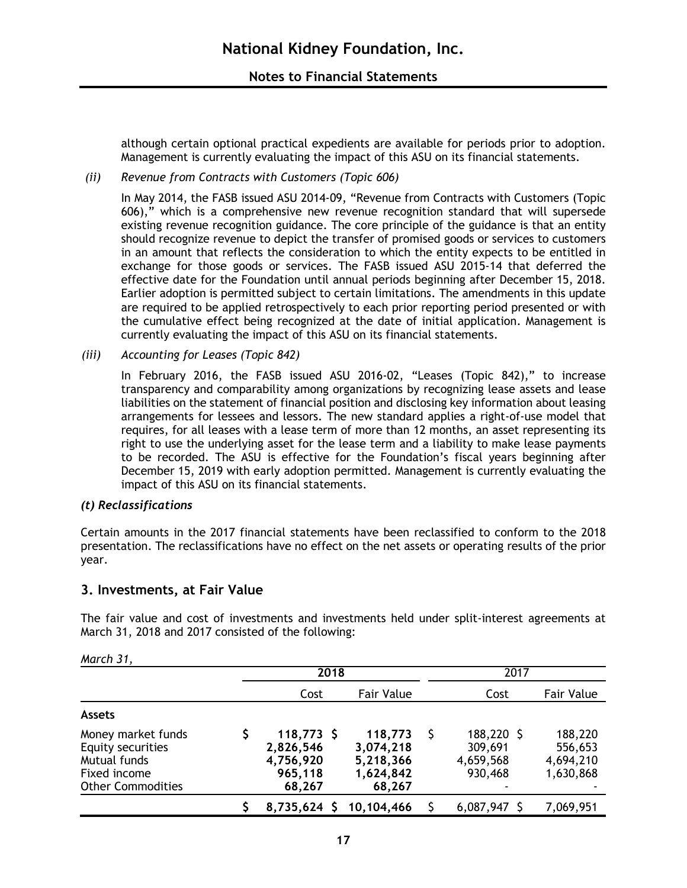although certain optional practical expedients are available for periods prior to adoption. Management is currently evaluating the impact of this ASU on its financial statements.

*(ii) Revenue from Contracts with Customers (Topic 606)*

In May 2014, the FASB issued ASU 2014-09, "Revenue from Contracts with Customers (Topic 606)," which is a comprehensive new revenue recognition standard that will supersede existing revenue recognition guidance. The core principle of the guidance is that an entity should recognize revenue to depict the transfer of promised goods or services to customers in an amount that reflects the consideration to which the entity expects to be entitled in exchange for those goods or services. The FASB issued ASU 2015-14 that deferred the effective date for the Foundation until annual periods beginning after December 15, 2018. Earlier adoption is permitted subject to certain limitations. The amendments in this update are required to be applied retrospectively to each prior reporting period presented or with the cumulative effect being recognized at the date of initial application. Management is currently evaluating the impact of this ASU on its financial statements.

*(iii) Accounting for Leases (Topic 842)*

In February 2016, the FASB issued ASU 2016-02, "Leases (Topic 842)," to increase transparency and comparability among organizations by recognizing lease assets and lease liabilities on the statement of financial position and disclosing key information about leasing arrangements for lessees and lessors. The new standard applies a right-of-use model that requires, for all leases with a lease term of more than 12 months, an asset representing its right to use the underlying asset for the lease term and a liability to make lease payments to be recorded. The ASU is effective for the Foundation's fiscal years beginning after December 15, 2019 with early adoption permitted. Management is currently evaluating the impact of this ASU on its financial statements.

***(t) Reclassifications***

Certain amounts in the 2017 financial statements have been reclassified to conform to the 2018 presentation. The reclassifications have no effect on the net assets or operating results of the prior year.

## 3. Investments, at Fair Value

The fair value and cost of investments and investments held under split-interest agreements at March 31, 2018 and 2017 consisted of the following:

*March 31,*

| | 2018 | | 2017 | |
|---|---|---|---|---|
| | Cost | Fair Value | Cost | Fair Value |
| **Assets** | | | | |
| Money market funds | $ **118,773** | $ **118,773** | $ 188,220 | $ 188,220 |
| Equity securities | **2,826,546** | **3,074,218** | 309,691 | 556,653 |
| Mutual funds | **4,756,920** | **5,218,366** | 4,659,568 | 4,694,210 |
| Fixed income | **965,118** | **1,624,842** | 930,468 | 1,630,868 |
| Other Commodities | **68,267** | **68,267** | - | - |
| | $ **8,735,624** | $ **10,104,466** | $ 6,087,947 | $ 7,069,951 |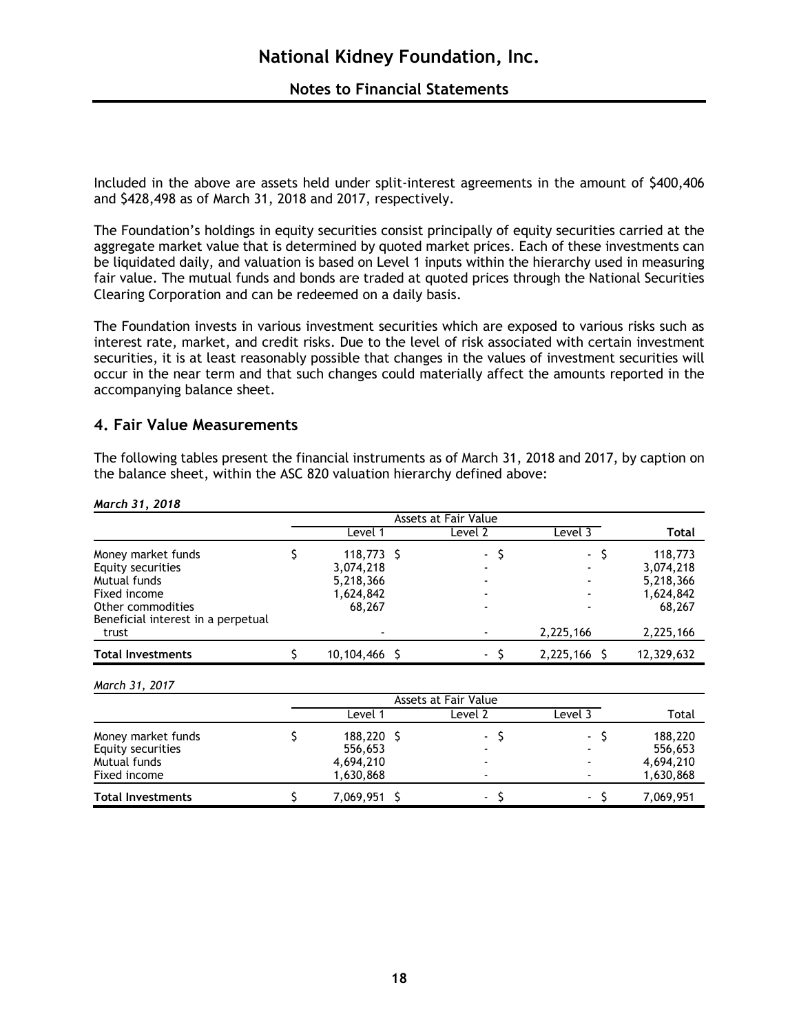Included in the above are assets held under split-interest agreements in the amount of $400,406 and $428,498 as of March 31, 2018 and 2017, respectively.

The Foundation's holdings in equity securities consist principally of equity securities carried at the aggregate market value that is determined by quoted market prices. Each of these investments can be liquidated daily, and valuation is based on Level 1 inputs within the hierarchy used in measuring fair value. The mutual funds and bonds are traded at quoted prices through the National Securities Clearing Corporation and can be redeemed on a daily basis.

The Foundation invests in various investment securities which are exposed to various risks such as interest rate, market, and credit risks. Due to the level of risk associated with certain investment securities, it is at least reasonably possible that changes in the values of investment securities will occur in the near term and that such changes could materially affect the amounts reported in the accompanying balance sheet.

## 4. Fair Value Measurements

The following tables present the financial instruments as of March 31, 2018 and 2017, by caption on the balance sheet, within the ASC 820 valuation hierarchy defined above:

*March 31, 2018*

| | Assets at Fair Value | | | |
|---|---|---|---|---|
| | Level 1 | Level 2 | Level 3 | **Total** |
| Money market funds | $ 118,773 | $ - | $ - | $ 118,773 |
| Equity securities | 3,074,218 | - | - | 3,074,218 |
| Mutual funds | 5,218,366 | - | - | 5,218,366 |
| Fixed income | 1,624,842 | - | - | 1,624,842 |
| Other commodities | 68,267 | - | - | 68,267 |
| Beneficial interest in a perpetual trust | - | - | 2,225,166 | 2,225,166 |
| **Total Investments** | $ 10,104,466 | $ - | $ 2,225,166 | $ 12,329,632 |

*March 31, 2017*

| | Assets at Fair Value | | | |
|---|---|---|---|---|
| | Level 1 | Level 2 | Level 3 | Total |
| Money market funds | $ 188,220 | $ - | $ - | $ 188,220 |
| Equity securities | 556,653 | - | - | 556,653 |
| Mutual funds | 4,694,210 | - | - | 4,694,210 |
| Fixed income | 1,630,868 | - | - | 1,630,868 |
| **Total Investments** | $ 7,069,951 | $ - | $ - | $ 7,069,951 |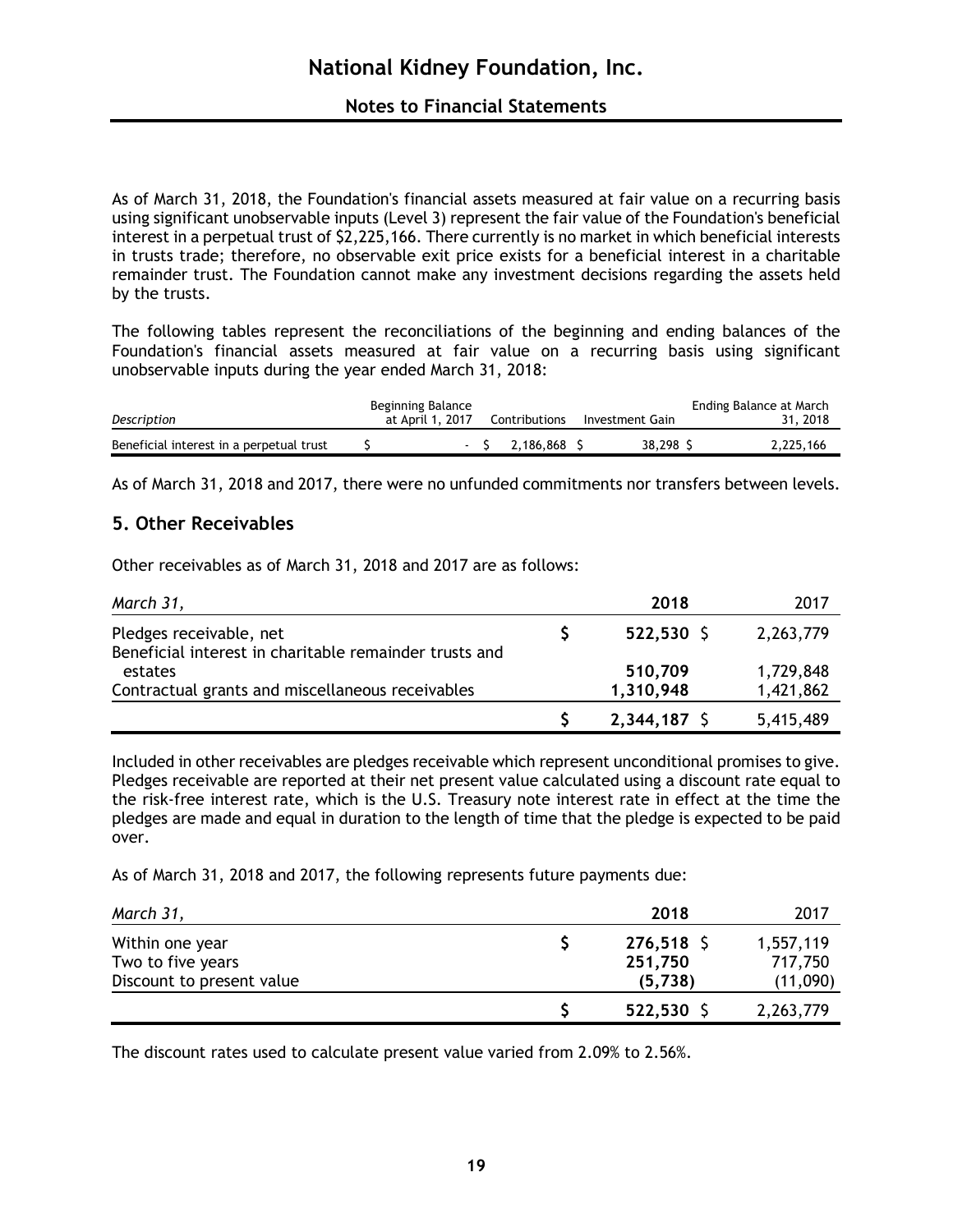As of March 31, 2018, the Foundation's financial assets measured at fair value on a recurring basis using significant unobservable inputs (Level 3) represent the fair value of the Foundation's beneficial interest in a perpetual trust of $2,225,166. There currently is no market in which beneficial interests in trusts trade; therefore, no observable exit price exists for a beneficial interest in a charitable remainder trust. The Foundation cannot make any investment decisions regarding the assets held by the trusts.

The following tables represent the reconciliations of the beginning and ending balances of the Foundation's financial assets measured at fair value on a recurring basis using significant unobservable inputs during the year ended March 31, 2018:

| *Description* | Beginning Balance at April 1, 2017 | Contributions | Investment Gain | Ending Balance at March 31, 2018 |
|---|---|---|---|---|
| Beneficial interest in a perpetual trust | $ - | $ 2,186,868 | $ 38,298 | $ 2,225,166 |

As of March 31, 2018 and 2017, there were no unfunded commitments nor transfers between levels.

## 5. Other Receivables

Other receivables as of March 31, 2018 and 2017 are as follows:

| *March 31,* | **2018** | 2017 |
|---|---|---|
| Pledges receivable, net | **$ 522,530** | $ 2,263,779 |
| Beneficial interest in charitable remainder trusts and estates | **510,709** | 1,729,848 |
| Contractual grants and miscellaneous receivables | **1,310,948** | 1,421,862 |
| | **$ 2,344,187** | $ 5,415,489 |

Included in other receivables are pledges receivable which represent unconditional promises to give. Pledges receivable are reported at their net present value calculated using a discount rate equal to the risk-free interest rate, which is the U.S. Treasury note interest rate in effect at the time the pledges are made and equal in duration to the length of time that the pledge is expected to be paid over.

As of March 31, 2018 and 2017, the following represents future payments due:

| *March 31,* | **2018** | 2017 |
|---|---|---|
| Within one year | **$ 276,518** | $ 1,557,119 |
| Two to five years | **251,750** | 717,750 |
| Discount to present value | **(5,738)** | (11,090) |
| | **$ 522,530** | $ 2,263,779 |

The discount rates used to calculate present value varied from 2.09% to 2.56%.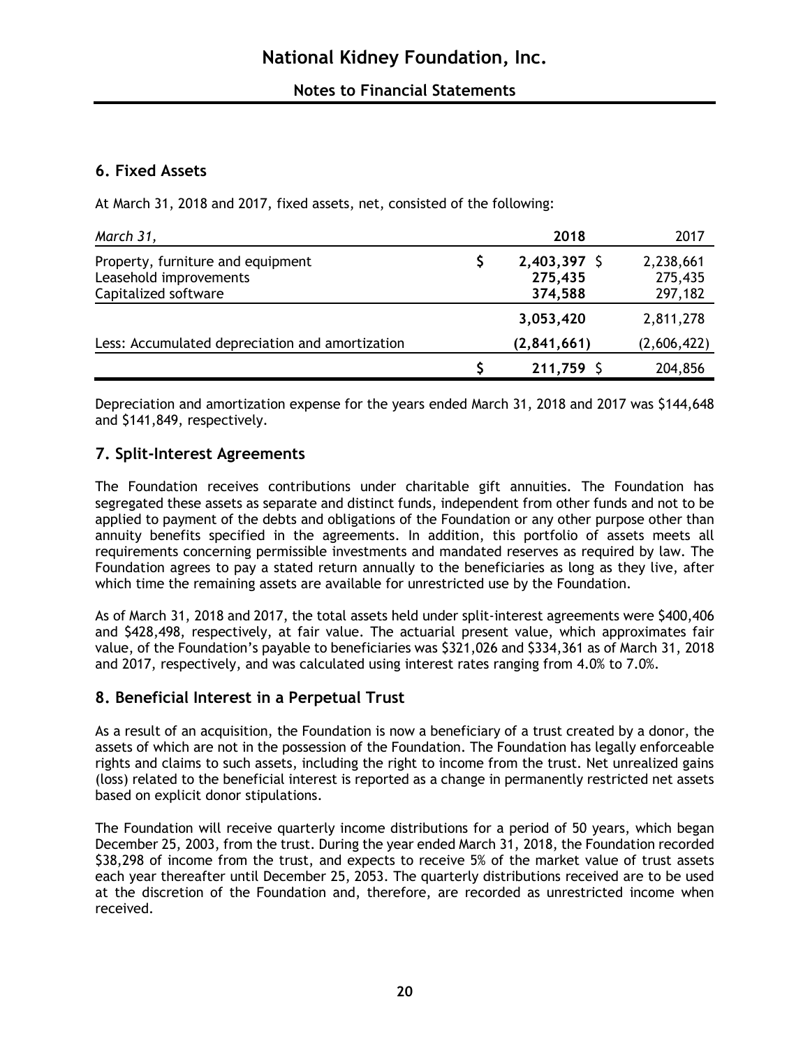## 6. Fixed Assets

At March 31, 2018 and 2017, fixed assets, net, consisted of the following:

| *March 31,* | 2018 | 2017 |
|---|---|---|
| Property, furniture and equipment | $ 2,403,397 | $ 2,238,661 |
| Leasehold improvements | 275,435 | 275,435 |
| Capitalized software | 374,588 | 297,182 |
| | 3,053,420 | 2,811,278 |
| Less: Accumulated depreciation and amortization | (2,841,661) | (2,606,422) |
| | $ 211,759 | $ 204,856 |

Depreciation and amortization expense for the years ended March 31, 2018 and 2017 was $144,648 and $141,849, respectively.

## 7. Split-Interest Agreements

The Foundation receives contributions under charitable gift annuities. The Foundation has segregated these assets as separate and distinct funds, independent from other funds and not to be applied to payment of the debts and obligations of the Foundation or any other purpose other than annuity benefits specified in the agreements. In addition, this portfolio of assets meets all requirements concerning permissible investments and mandated reserves as required by law. The Foundation agrees to pay a stated return annually to the beneficiaries as long as they live, after which time the remaining assets are available for unrestricted use by the Foundation.

As of March 31, 2018 and 2017, the total assets held under split-interest agreements were $400,406 and $428,498, respectively, at fair value. The actuarial present value, which approximates fair value, of the Foundation's payable to beneficiaries was $321,026 and $334,361 as of March 31, 2018 and 2017, respectively, and was calculated using interest rates ranging from 4.0% to 7.0%.

## 8. Beneficial Interest in a Perpetual Trust

As a result of an acquisition, the Foundation is now a beneficiary of a trust created by a donor, the assets of which are not in the possession of the Foundation. The Foundation has legally enforceable rights and claims to such assets, including the right to income from the trust. Net unrealized gains (loss) related to the beneficial interest is reported as a change in permanently restricted net assets based on explicit donor stipulations.

The Foundation will receive quarterly income distributions for a period of 50 years, which began December 25, 2003, from the trust. During the year ended March 31, 2018, the Foundation recorded $38,298 of income from the trust, and expects to receive 5% of the market value of trust assets each year thereafter until December 25, 2053. The quarterly distributions received are to be used at the discretion of the Foundation and, therefore, are recorded as unrestricted income when received.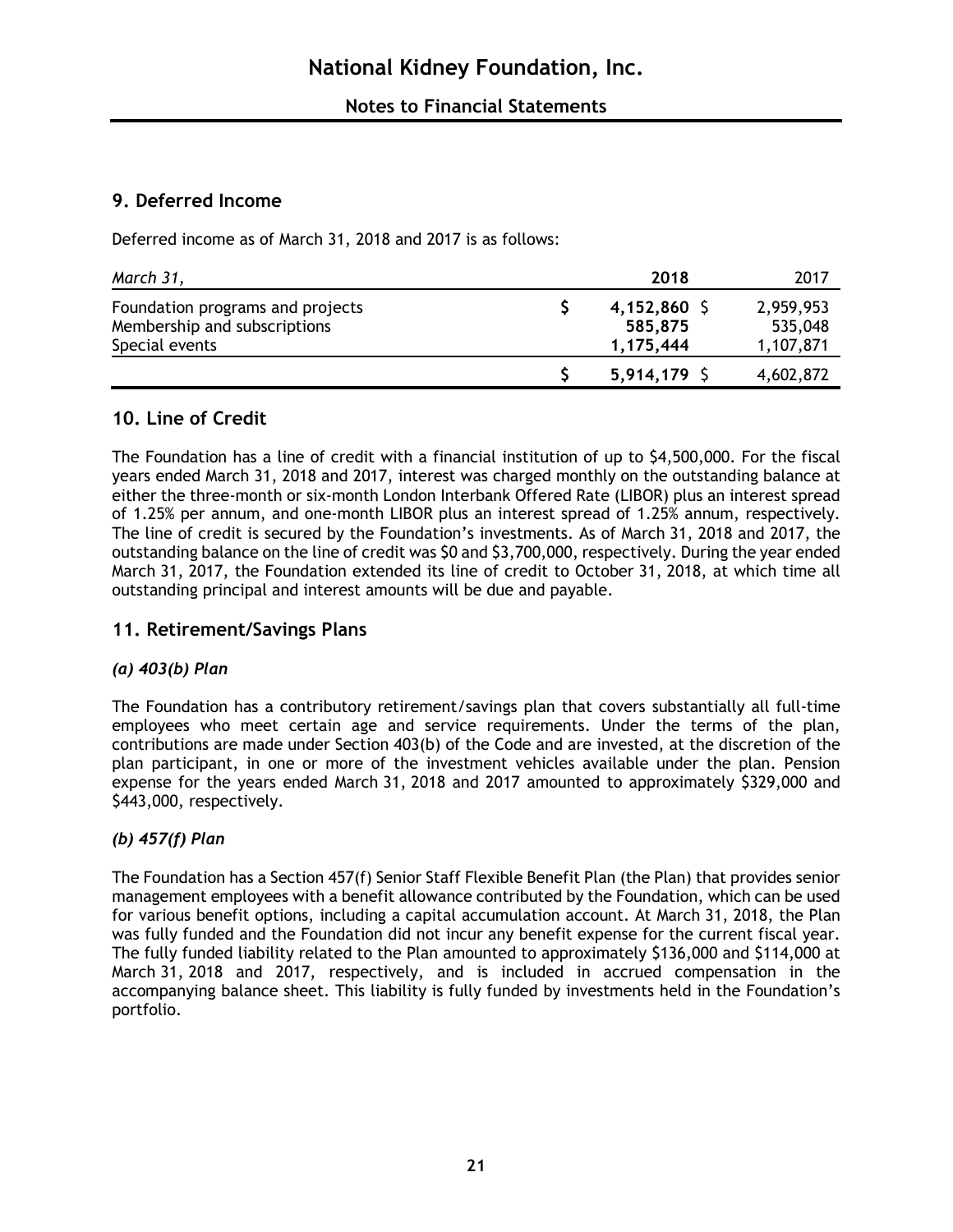## 9. Deferred Income

Deferred income as of March 31, 2018 and 2017 is as follows:

| *March 31,* | 2018 | 2017 |
|---|---|---|
| Foundation programs and projects | $ **4,152,860** | $ 2,959,953 |
| Membership and subscriptions | **585,875** | 535,048 |
| Special events | **1,175,444** | 1,107,871 |
| | $ **5,914,179** | $ 4,602,872 |

## 10. Line of Credit

The Foundation has a line of credit with a financial institution of up to $4,500,000. For the fiscal years ended March 31, 2018 and 2017, interest was charged monthly on the outstanding balance at either the three-month or six-month London Interbank Offered Rate (LIBOR) plus an interest spread of 1.25% per annum, and one-month LIBOR plus an interest spread of 1.25% annum, respectively. The line of credit is secured by the Foundation's investments. As of March 31, 2018 and 2017, the outstanding balance on the line of credit was $0 and $3,700,000, respectively. During the year ended March 31, 2017, the Foundation extended its line of credit to October 31, 2018, at which time all outstanding principal and interest amounts will be due and payable.

## 11. Retirement/Savings Plans

### *(a) 403(b) Plan*

The Foundation has a contributory retirement/savings plan that covers substantially all full-time employees who meet certain age and service requirements. Under the terms of the plan, contributions are made under Section 403(b) of the Code and are invested, at the discretion of the plan participant, in one or more of the investment vehicles available under the plan. Pension expense for the years ended March 31, 2018 and 2017 amounted to approximately $329,000 and $443,000, respectively.

### *(b) 457(f) Plan*

The Foundation has a Section 457(f) Senior Staff Flexible Benefit Plan (the Plan) that provides senior management employees with a benefit allowance contributed by the Foundation, which can be used for various benefit options, including a capital accumulation account. At March 31, 2018, the Plan was fully funded and the Foundation did not incur any benefit expense for the current fiscal year. The fully funded liability related to the Plan amounted to approximately $136,000 and $114,000 at March 31, 2018 and 2017, respectively, and is included in accrued compensation in the accompanying balance sheet. This liability is fully funded by investments held in the Foundation's portfolio.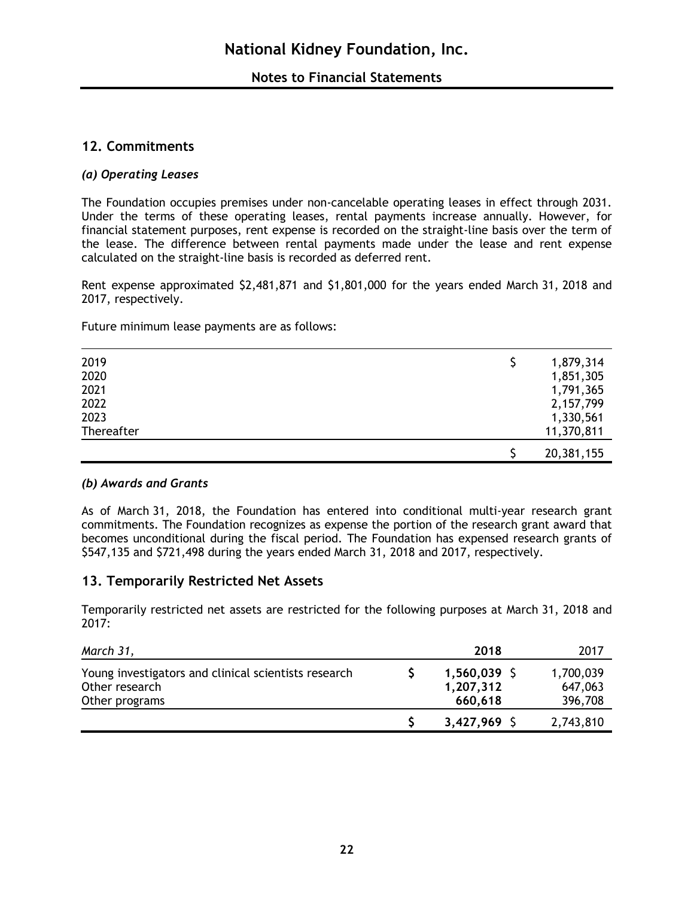## 12. Commitments

### *(a) Operating Leases*

The Foundation occupies premises under non-cancelable operating leases in effect through 2031. Under the terms of these operating leases, rental payments increase annually. However, for financial statement purposes, rent expense is recorded on the straight-line basis over the term of the lease. The difference between rental payments made under the lease and rent expense calculated on the straight-line basis is recorded as deferred rent.

Rent expense approximated $2,481,871 and $1,801,000 for the years ended March 31, 2018 and 2017, respectively.

Future minimum lease payments are as follows:

| | |
|---|---|
| 2019 | $ 1,879,314 |
| 2020 | 1,851,305 |
| 2021 | 1,791,365 |
| 2022 | 2,157,799 |
| 2023 | 1,330,561 |
| Thereafter | 11,370,811 |
| | $ 20,381,155 |

### *(b) Awards and Grants*

As of March 31, 2018, the Foundation has entered into conditional multi-year research grant commitments. The Foundation recognizes as expense the portion of the research grant award that becomes unconditional during the fiscal period. The Foundation has expensed research grants of $547,135 and $721,498 during the years ended March 31, 2018 and 2017, respectively.

## 13. Temporarily Restricted Net Assets

Temporarily restricted net assets are restricted for the following purposes at March 31, 2018 and 2017:

| *March 31,* | **2018** | 2017 |
|---|---|---|
| Young investigators and clinical scientists research | **$ 1,560,039** | $ 1,700,039 |
| Other research | **1,207,312** | 647,063 |
| Other programs | **660,618** | 396,708 |
| | **$ 3,427,969** | $ 2,743,810 |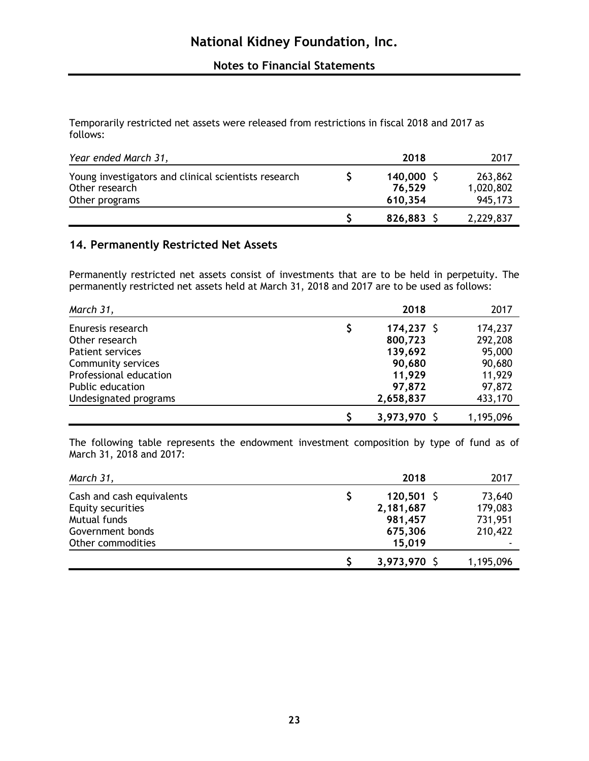Temporarily restricted net assets were released from restrictions in fiscal 2018 and 2017 as follows:

| *Year ended March 31,* | **2018** | 2017 |
|---|---|---|
| Young investigators and clinical scientists research | $ **140,000** | $ 263,862 |
| Other research | **76,529** | 1,020,802 |
| Other programs | **610,354** | 945,173 |
| | $ **826,883** | $ 2,229,837 |

## 14. Permanently Restricted Net Assets

Permanently restricted net assets consist of investments that are to be held in perpetuity. The permanently restricted net assets held at March 31, 2018 and 2017 are to be used as follows:

| *March 31,* | **2018** | 2017 |
|---|---|---|
| Enuresis research | $ **174,237** | $ 174,237 |
| Other research | **800,723** | 292,208 |
| Patient services | **139,692** | 95,000 |
| Community services | **90,680** | 90,680 |
| Professional education | **11,929** | 11,929 |
| Public education | **97,872** | 97,872 |
| Undesignated programs | **2,658,837** | 433,170 |
| | $ **3,973,970** | $ 1,195,096 |

The following table represents the endowment investment composition by type of fund as of March 31, 2018 and 2017:

| *March 31,* | **2018** | 2017 |
|---|---|---|
| Cash and cash equivalents | $ **120,501** | $ 73,640 |
| Equity securities | **2,181,687** | 179,083 |
| Mutual funds | **981,457** | 731,951 |
| Government bonds | **675,306** | 210,422 |
| Other commodities | **15,019** | - |
| | $ **3,973,970** | $ 1,195,096 |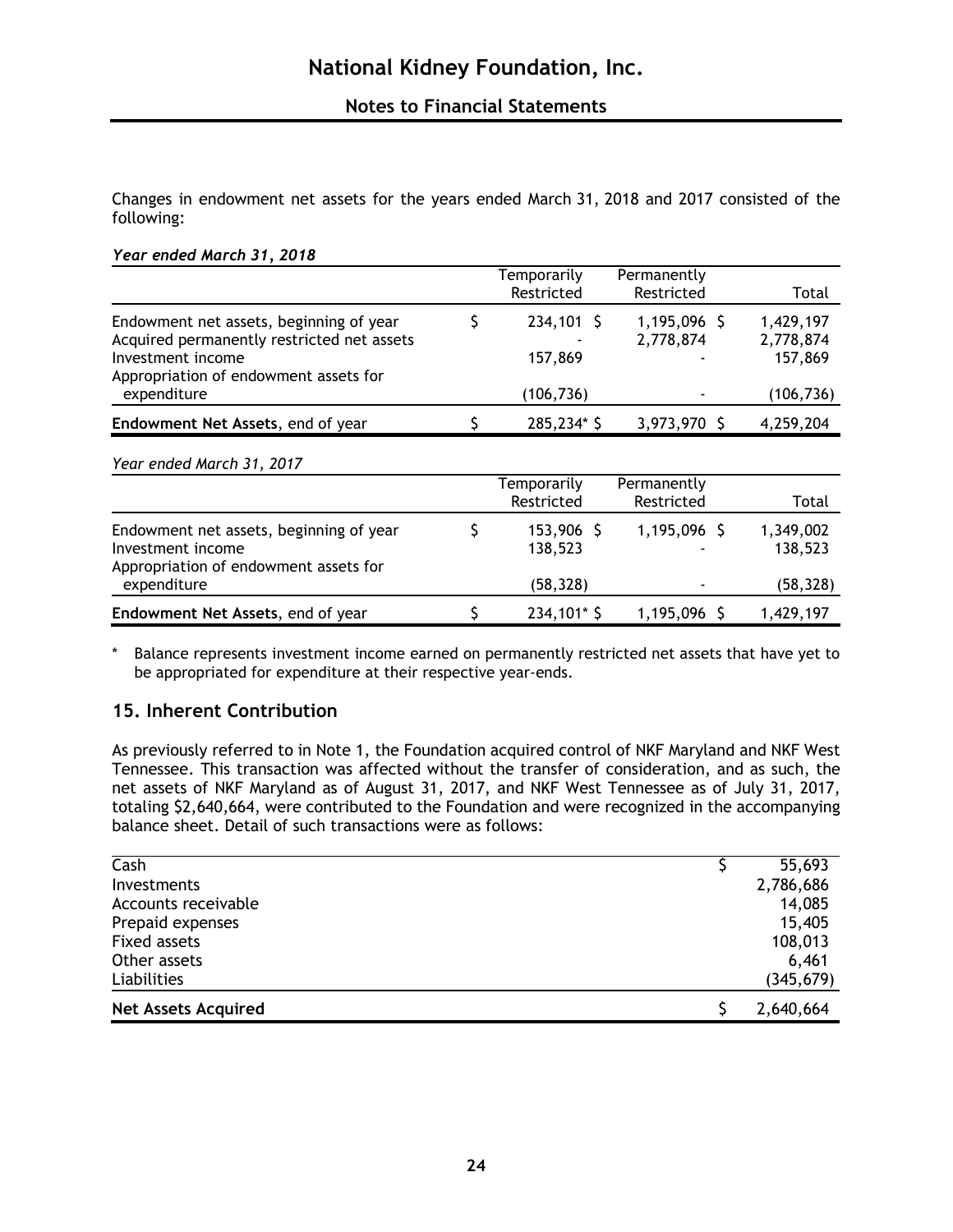Changes in endowment net assets for the years ended March 31, 2018 and 2017 consisted of the following:

***Year ended March 31, 2018***

| | Temporarily Restricted | Permanently Restricted | Total |
|---|---|---|---|
| Endowment net assets, beginning of year | $ 234,101 | $ 1,195,096 | $ 1,429,197 |
| Acquired permanently restricted net assets | - | 2,778,874 | 2,778,874 |
| Investment income | 157,869 | - | 157,869 |
| Appropriation of endowment assets for expenditure | (106,736) | - | (106,736) |
| **Endowment Net Assets**, end of year | $ 285,234* | $ 3,973,970 | $ 4,259,204 |

*Year ended March 31, 2017*

| | Temporarily Restricted | Permanently Restricted | Total |
|---|---|---|---|
| Endowment net assets, beginning of year | $ 153,906 | $ 1,195,096 | $ 1,349,002 |
| Investment income | 138,523 | - | 138,523 |
| Appropriation of endowment assets for expenditure | (58,328) | - | (58,328) |
| **Endowment Net Assets**, end of year | $ 234,101* | $ 1,195,096 | $ 1,429,197 |

\* Balance represents investment income earned on permanently restricted net assets that have yet to be appropriated for expenditure at their respective year-ends.

## 15. Inherent Contribution

As previously referred to in Note 1, the Foundation acquired control of NKF Maryland and NKF West Tennessee. This transaction was affected without the transfer of consideration, and as such, the net assets of NKF Maryland as of August 31, 2017, and NKF West Tennessee as of July 31, 2017, totaling $2,640,664, were contributed to the Foundation and were recognized in the accompanying balance sheet. Detail of such transactions were as follows:

| | |
|---|---|
| Cash | $ 55,693 |
| Investments | 2,786,686 |
| Accounts receivable | 14,085 |
| Prepaid expenses | 15,405 |
| Fixed assets | 108,013 |
| Other assets | 6,461 |
| Liabilities | (345,679) |
| **Net Assets Acquired** | $ 2,640,664 |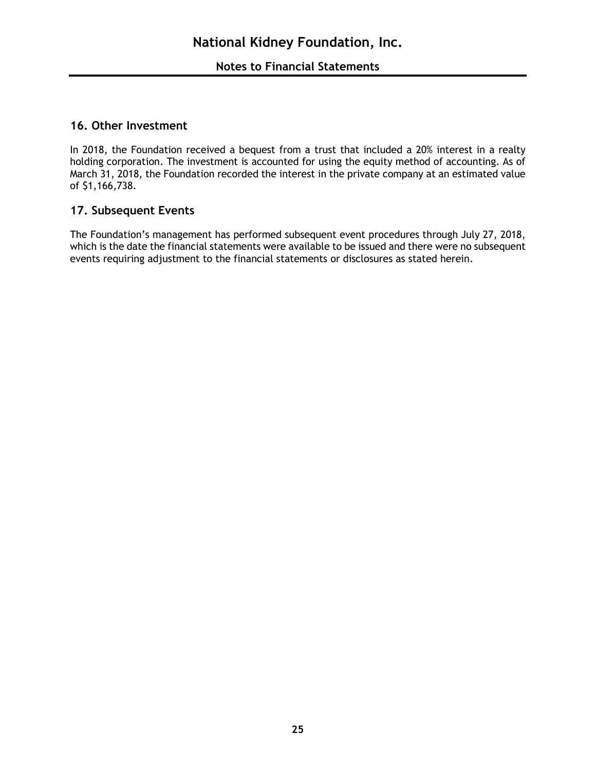## 16. Other Investment

In 2018, the Foundation received a bequest from a trust that included a 20% interest in a realty holding corporation. The investment is accounted for using the equity method of accounting. As of March 31, 2018, the Foundation recorded the interest in the private company at an estimated value of $1,166,738.

## 17. Subsequent Events

The Foundation's management has performed subsequent event procedures through July 27, 2018, which is the date the financial statements were available to be issued and there were no subsequent events requiring adjustment to the financial statements or disclosures as stated herein.